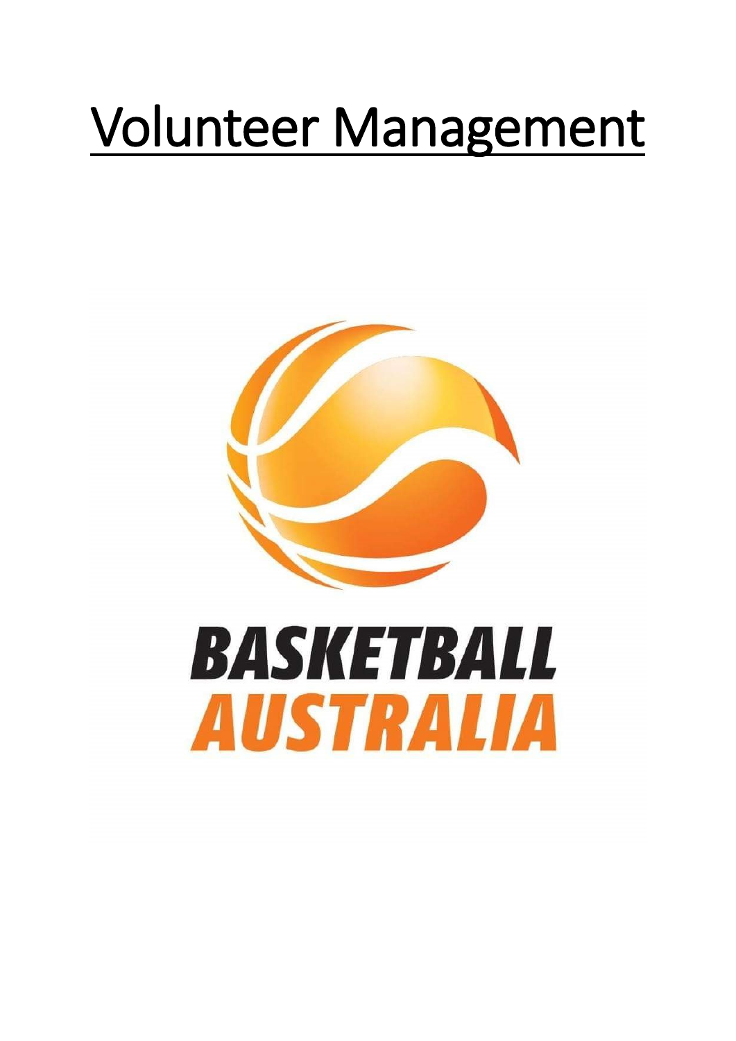# Volunteer Management

BASKETBALL AUSTRALIA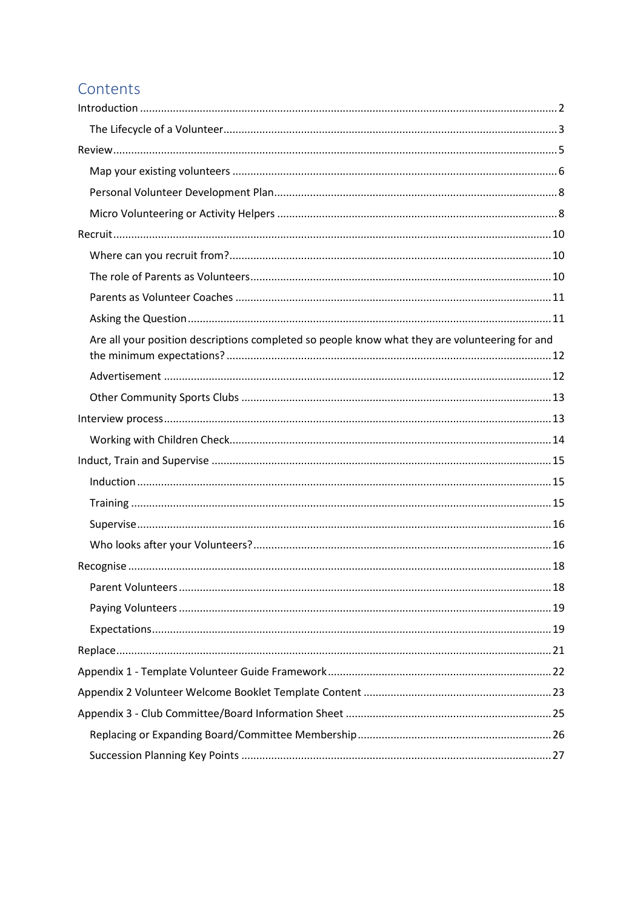## Contents

Introduction .......... 2

- The Lifecycle of a Volunteer .......... 3

Review .......... 5

- Map your existing volunteers .......... 6
- Personal Volunteer Development Plan .......... 8
- Micro Volunteering or Activity Helpers .......... 8

Recruit .......... 10

- Where can you recruit from? .......... 10
- The role of Parents as Volunteers .......... 10
- Parents as Volunteer Coaches .......... 11
- Asking the Question .......... 11
- Are all your position descriptions completed so people know what they are volunteering for and the minimum expectations? .......... 12
- Advertisement .......... 12
- Other Community Sports Clubs .......... 13

Interview process .......... 13

- Working with Children Check .......... 14

Induct, Train and Supervise .......... 15

- Induction .......... 15
- Training .......... 15
- Supervise .......... 16
- Who looks after your Volunteers? .......... 16

Recognise .......... 18

- Parent Volunteers .......... 18
- Paying Volunteers .......... 19
- Expectations .......... 19

Replace .......... 21

Appendix 1 - Template Volunteer Guide Framework .......... 22

Appendix 2 Volunteer Welcome Booklet Template Content .......... 23

Appendix 3 - Club Committee/Board Information Sheet .......... 25

- Replacing or Expanding Board/Committee Membership .......... 26
- Succession Planning Key Points .......... 27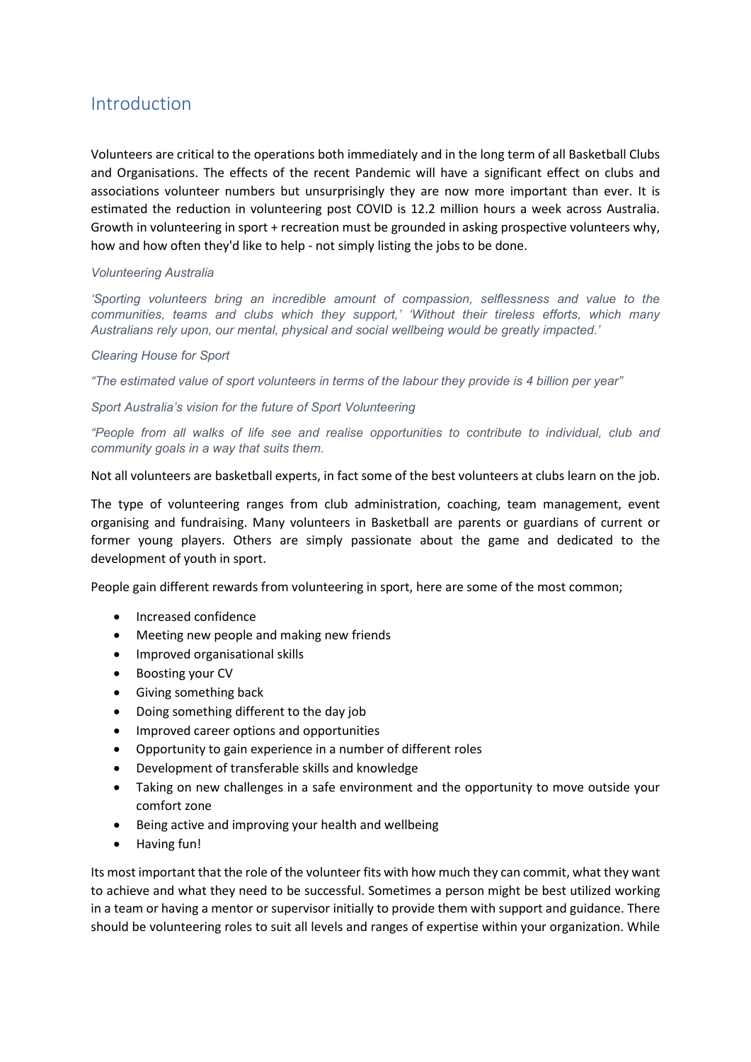## Introduction

Volunteers are critical to the operations both immediately and in the long term of all Basketball Clubs and Organisations. The effects of the recent Pandemic will have a significant effect on clubs and associations volunteer numbers but unsurprisingly they are now more important than ever. It is estimated the reduction in volunteering post COVID is 12.2 million hours a week across Australia. Growth in volunteering in sport + recreation must be grounded in asking prospective volunteers why, how and how often they'd like to help - not simply listing the jobs to be done.

*Volunteering Australia*

*'Sporting volunteers bring an incredible amount of compassion, selflessness and value to the communities, teams and clubs which they support,' 'Without their tireless efforts, which many Australians rely upon, our mental, physical and social wellbeing would be greatly impacted.'*

*Clearing House for Sport*

*"The estimated value of sport volunteers in terms of the labour they provide is 4 billion per year"*

*Sport Australia's vision for the future of Sport Volunteering*

*"People from all walks of life see and realise opportunities to contribute to individual, club and community goals in a way that suits them.*

Not all volunteers are basketball experts, in fact some of the best volunteers at clubs learn on the job.

The type of volunteering ranges from club administration, coaching, team management, event organising and fundraising. Many volunteers in Basketball are parents or guardians of current or former young players. Others are simply passionate about the game and dedicated to the development of youth in sport.

People gain different rewards from volunteering in sport, here are some of the most common;

- Increased confidence
- Meeting new people and making new friends
- Improved organisational skills
- Boosting your CV
- Giving something back
- Doing something different to the day job
- Improved career options and opportunities
- Opportunity to gain experience in a number of different roles
- Development of transferable skills and knowledge
- Taking on new challenges in a safe environment and the opportunity to move outside your comfort zone
- Being active and improving your health and wellbeing
- Having fun!

Its most important that the role of the volunteer fits with how much they can commit, what they want to achieve and what they need to be successful. Sometimes a person might be best utilized working in a team or having a mentor or supervisor initially to provide them with support and guidance. There should be volunteering roles to suit all levels and ranges of expertise within your organization. While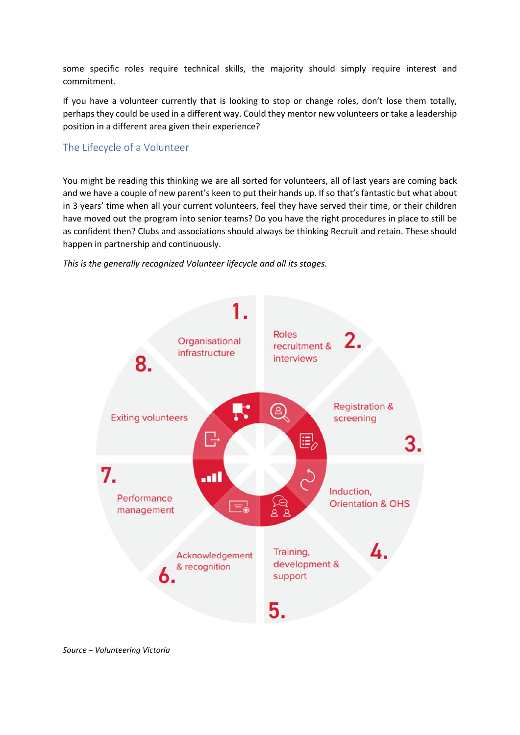some specific roles require technical skills, the majority should simply require interest and commitment.

If you have a volunteer currently that is looking to stop or change roles, don't lose them totally, perhaps they could be used in a different way. Could they mentor new volunteers or take a leadership position in a different area given their experience?

## The Lifecycle of a Volunteer

You might be reading this thinking we are all sorted for volunteers, all of last years are coming back and we have a couple of new parent's keen to put their hands up. If so that's fantastic but what about in 3 years' time when all your current volunteers, feel they have served their time, or their children have moved out the program into senior teams? Do you have the right procedures in place to still be as confident then? Clubs and associations should always be thinking Recruit and retain. These should happen in partnership and continuously.

*This is the generally recognized Volunteer lifecycle and all its stages.*

1. Organisational infrastructure
2. Roles recruitment & interviews
3. Registration & screening
4. Induction, Orientation & OHS
5. Training, development & support
6. Acknowledgement & recognition
7. Performance management
8. Exiting volunteers

*Source – Volunteering Victoria*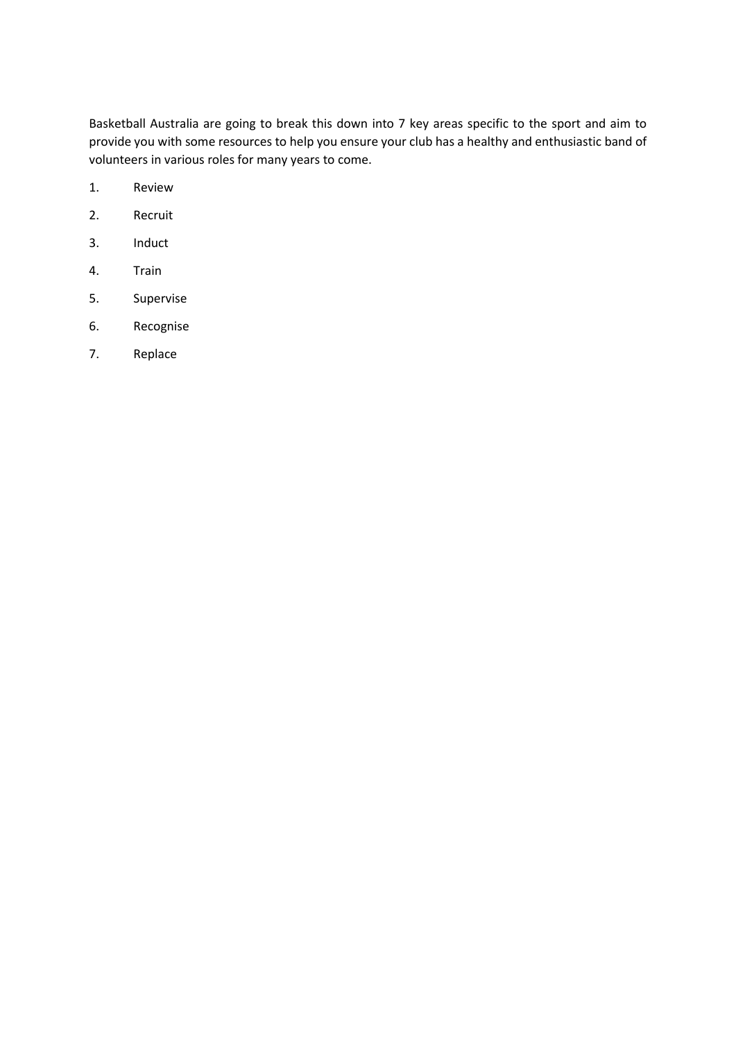Basketball Australia are going to break this down into 7 key areas specific to the sport and aim to provide you with some resources to help you ensure your club has a healthy and enthusiastic band of volunteers in various roles for many years to come.

1. Review
2. Recruit
3. Induct
4. Train
5. Supervise
6. Recognise
7. Replace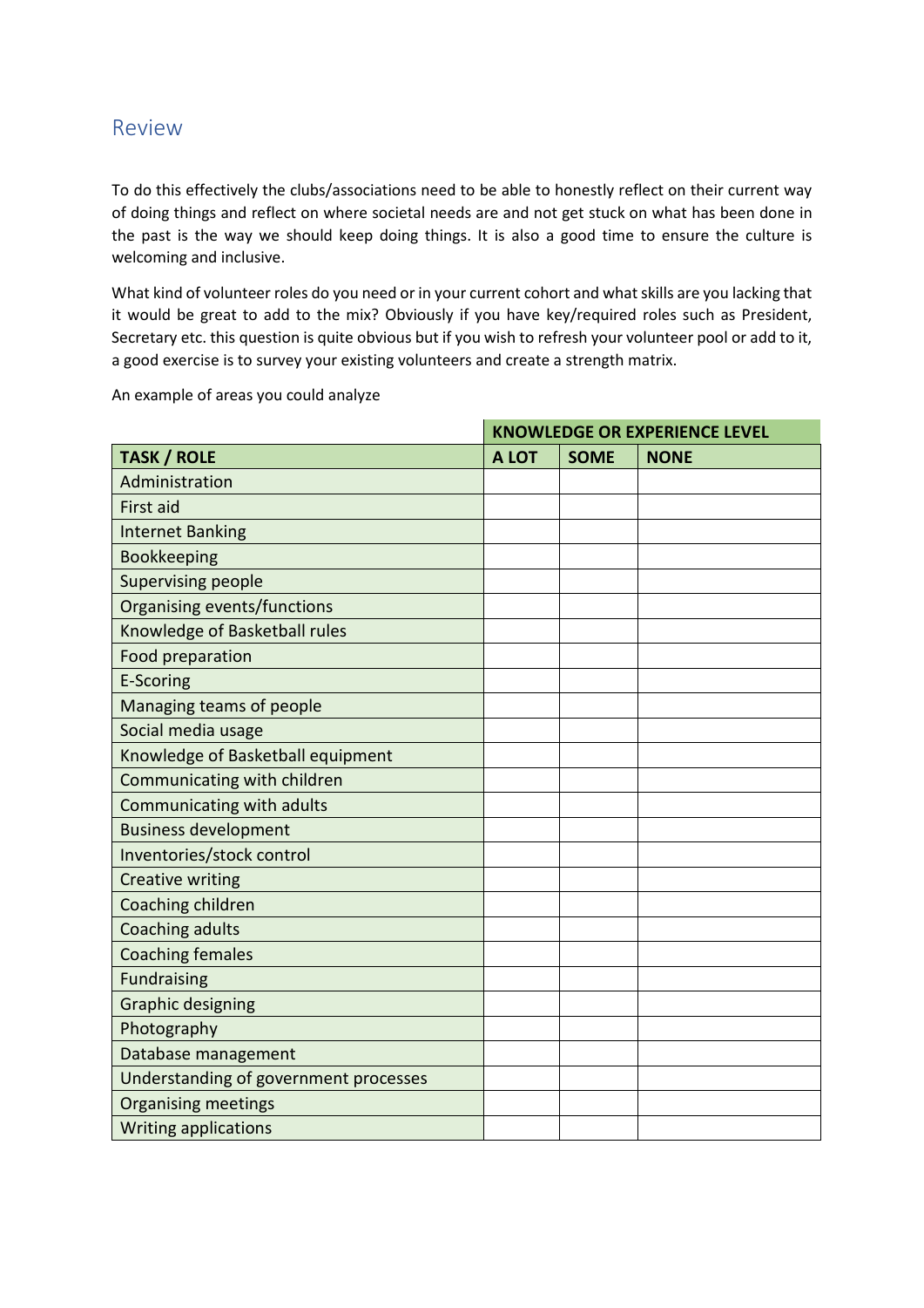## Review

To do this effectively the clubs/associations need to be able to honestly reflect on their current way of doing things and reflect on where societal needs are and not get stuck on what has been done in the past is the way we should keep doing things. It is also a good time to ensure the culture is welcoming and inclusive.

What kind of volunteer roles do you need or in your current cohort and what skills are you lacking that it would be great to add to the mix? Obviously if you have key/required roles such as President, Secretary etc. this question is quite obvious but if you wish to refresh your volunteer pool or add to it, a good exercise is to survey your existing volunteers and create a strength matrix.

An example of areas you could analyze

| | **KNOWLEDGE OR EXPERIENCE LEVEL** | | |
|---|---|---|---|
| **TASK / ROLE** | **A LOT** | **SOME** | **NONE** |
| Administration | | | |
| First aid | | | |
| Internet Banking | | | |
| Bookkeeping | | | |
| Supervising people | | | |
| Organising events/functions | | | |
| Knowledge of Basketball rules | | | |
| Food preparation | | | |
| E-Scoring | | | |
| Managing teams of people | | | |
| Social media usage | | | |
| Knowledge of Basketball equipment | | | |
| Communicating with children | | | |
| Communicating with adults | | | |
| Business development | | | |
| Inventories/stock control | | | |
| Creative writing | | | |
| Coaching children | | | |
| Coaching adults | | | |
| Coaching females | | | |
| Fundraising | | | |
| Graphic designing | | | |
| Photography | | | |
| Database management | | | |
| Understanding of government processes | | | |
| Organising meetings | | | |
| Writing applications | | | |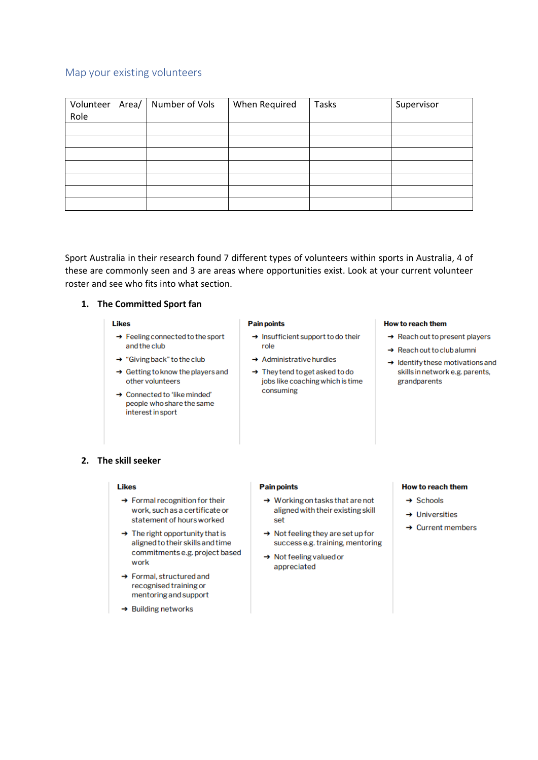## Map your existing volunteers

| Volunteer Area/ Role | Number of Vols | When Required | Tasks | Supervisor |
|---|---|---|---|---|
| | | | | |
| | | | | |
| | | | | |
| | | | | |
| | | | | |
| | | | | |
| | | | | |

Sport Australia in their research found 7 different types of volunteers within sports in Australia, 4 of these are commonly seen and 3 are areas where opportunities exist. Look at your current volunteer roster and see who fits into what section.

### 1. The Committed Sport fan

**Likes**

- Feeling connected to the sport and the club
- "Giving back" to the club
- Getting to know the players and other volunteers
- Connected to 'like minded' people who share the same interest in sport

**Pain points**

- Insufficient support to do their role
- Administrative hurdles
- They tend to get asked to do jobs like coaching which is time consuming

**How to reach them**

- Reach out to present players
- Reach out to club alumni
- Identify these motivations and skills in network e.g. parents, grandparents

### 2. The skill seeker

**Likes**

- Formal recognition for their work, such as a certificate or statement of hours worked
- The right opportunity that is aligned to their skills and time commitments e.g. project based work
- Formal, structured and recognised training or mentoring and support
- Building networks

**Pain points**

- Working on tasks that are not aligned with their existing skill set
- Not feeling they are set up for success e.g. training, mentoring
- Not feeling valued or appreciated

**How to reach them**

- Schools
- Universities
- Current members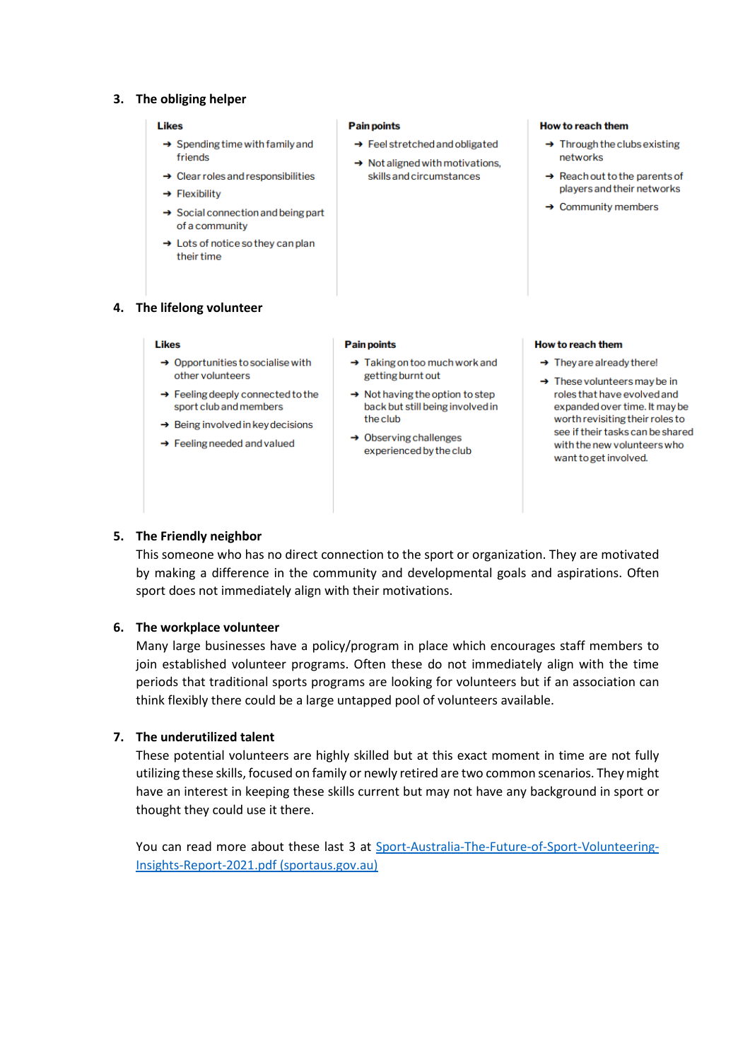3. **The obliging helper**

| Likes | Pain points | How to reach them |
|---|---|---|
| → Spending time with family and friends<br>→ Clear roles and responsibilities<br>→ Flexibility<br>→ Social connection and being part of a community<br>→ Lots of notice so they can plan their time | → Feel stretched and obligated<br>→ Not aligned with motivations, skills and circumstances | → Through the clubs existing networks<br>→ Reach out to the parents of players and their networks<br>→ Community members |

4. **The lifelong volunteer**

| Likes | Pain points | How to reach them |
|---|---|---|
| → Opportunities to socialise with other volunteers<br>→ Feeling deeply connected to the sport club and members<br>→ Being involved in key decisions<br>→ Feeling needed and valued | → Taking on too much work and getting burnt out<br>→ Not having the option to step back but still being involved in the club<br>→ Observing challenges experienced by the club | → They are already there!<br>→ These volunteers may be in roles that have evolved and expanded over time. It may be worth revisiting their roles to see if their tasks can be shared with the new volunteers who want to get involved. |

5. **The Friendly neighbor**
   This someone who has no direct connection to the sport or organization. They are motivated by making a difference in the community and developmental goals and aspirations. Often sport does not immediately align with their motivations.

6. **The workplace volunteer**
   Many large businesses have a policy/program in place which encourages staff members to join established volunteer programs. Often these do not immediately align with the time periods that traditional sports programs are looking for volunteers but if an association can think flexibly there could be a large untapped pool of volunteers available.

7. **The underutilized talent**
   These potential volunteers are highly skilled but at this exact moment in time are not fully utilizing these skills, focused on family or newly retired are two common scenarios. They might have an interest in keeping these skills current but may not have any background in sport or thought they could use it there.

   You can read more about these last 3 at [Sport-Australia-The-Future-of-Sport-Volunteering-Insights-Report-2021.pdf (sportaus.gov.au)]()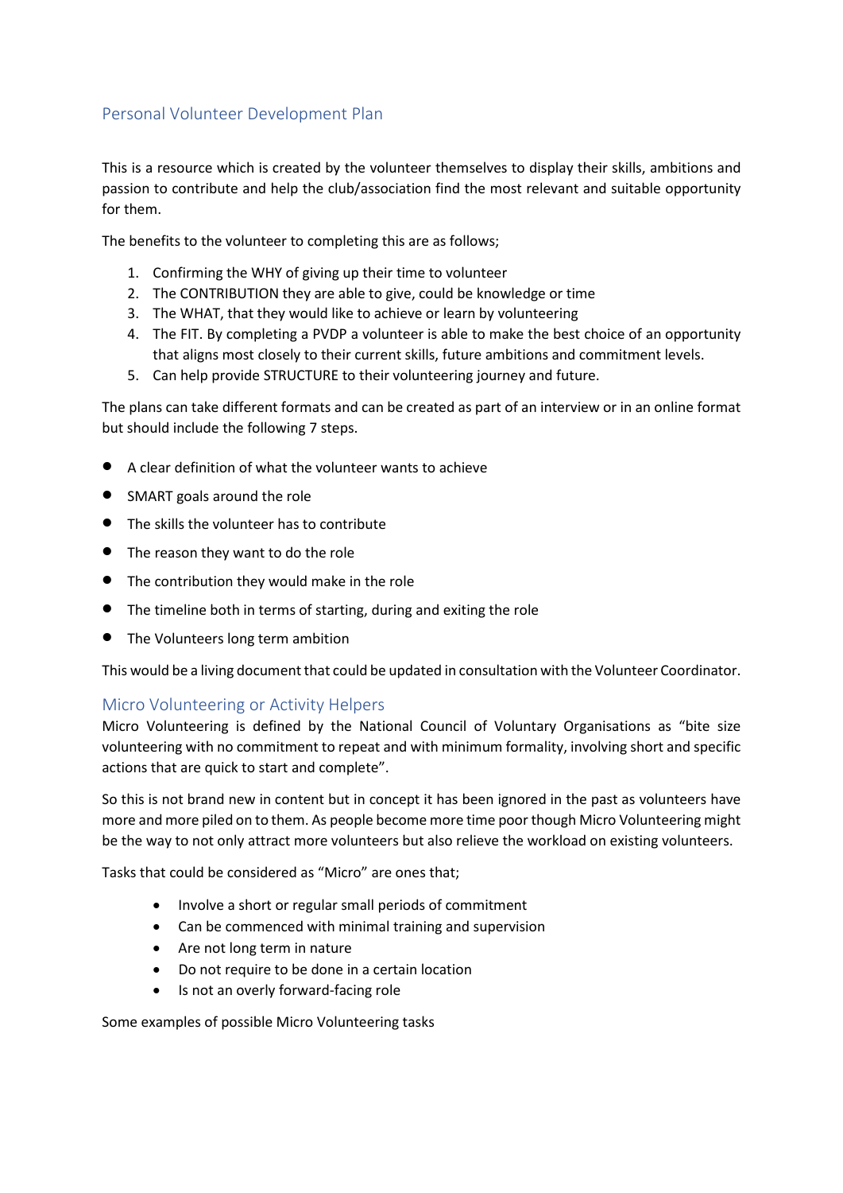## Personal Volunteer Development Plan

This is a resource which is created by the volunteer themselves to display their skills, ambitions and passion to contribute and help the club/association find the most relevant and suitable opportunity for them.

The benefits to the volunteer to completing this are as follows;

1. Confirming the WHY of giving up their time to volunteer
2. The CONTRIBUTION they are able to give, could be knowledge or time
3. The WHAT, that they would like to achieve or learn by volunteering
4. The FIT. By completing a PVDP a volunteer is able to make the best choice of an opportunity that aligns most closely to their current skills, future ambitions and commitment levels.
5. Can help provide STRUCTURE to their volunteering journey and future.

The plans can take different formats and can be created as part of an interview or in an online format but should include the following 7 steps.

- A clear definition of what the volunteer wants to achieve
- SMART goals around the role
- The skills the volunteer has to contribute
- The reason they want to do the role
- The contribution they would make in the role
- The timeline both in terms of starting, during and exiting the role
- The Volunteers long term ambition

This would be a living document that could be updated in consultation with the Volunteer Coordinator.

## Micro Volunteering or Activity Helpers

Micro Volunteering is defined by the National Council of Voluntary Organisations as "bite size volunteering with no commitment to repeat and with minimum formality, involving short and specific actions that are quick to start and complete".

So this is not brand new in content but in concept it has been ignored in the past as volunteers have more and more piled on to them. As people become more time poor though Micro Volunteering might be the way to not only attract more volunteers but also relieve the workload on existing volunteers.

Tasks that could be considered as "Micro" are ones that;

- Involve a short or regular small periods of commitment
- Can be commenced with minimal training and supervision
- Are not long term in nature
- Do not require to be done in a certain location
- Is not an overly forward-facing role

Some examples of possible Micro Volunteering tasks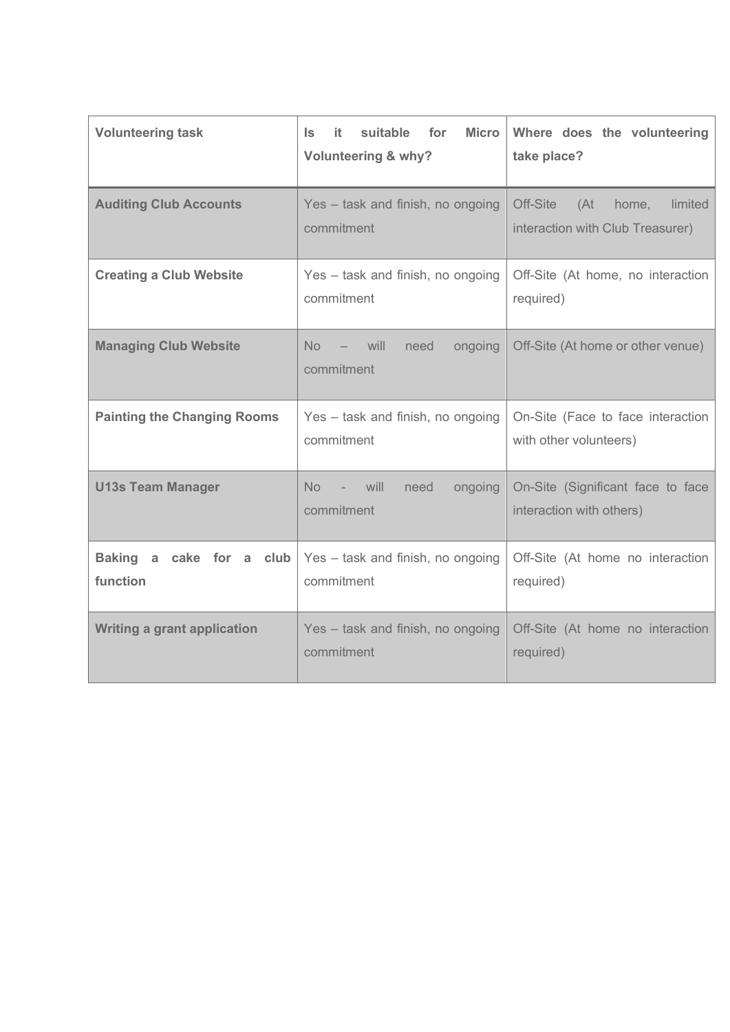| Volunteering task | Is it suitable for Micro Volunteering & why? | Where does the volunteering take place? |
| --- | --- | --- |
| **Auditing Club Accounts** | Yes – task and finish, no ongoing commitment | Off-Site (At home, limited interaction with Club Treasurer) |
| **Creating a Club Website** | Yes – task and finish, no ongoing commitment | Off-Site (At home, no interaction required) |
| **Managing Club Website** | No – will need ongoing commitment | Off-Site (At home or other venue) |
| **Painting the Changing Rooms** | Yes – task and finish, no ongoing commitment | On-Site (Face to face interaction with other volunteers) |
| **U13s Team Manager** | No - will need ongoing commitment | On-Site (Significant face to face interaction with others) |
| **Baking a cake for a club function** | Yes – task and finish, no ongoing commitment | Off-Site (At home no interaction required) |
| **Writing a grant application** | Yes – task and finish, no ongoing commitment | Off-Site (At home no interaction required) |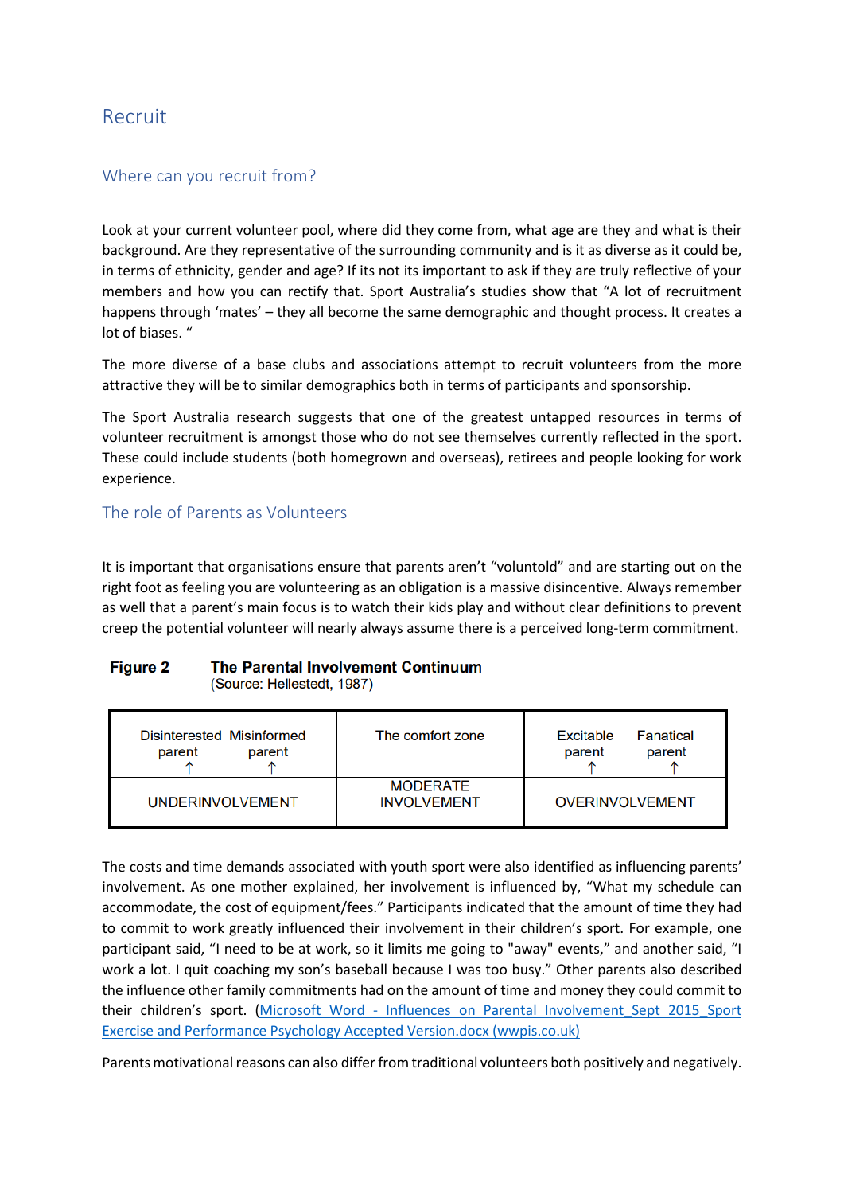# Recruit

## Where can you recruit from?

Look at your current volunteer pool, where did they come from, what age are they and what is their background. Are they representative of the surrounding community and is it as diverse as it could be, in terms of ethnicity, gender and age? If its not its important to ask if they are truly reflective of your members and how you can rectify that. Sport Australia's studies show that "A lot of recruitment happens through 'mates' – they all become the same demographic and thought process. It creates a lot of biases. "

The more diverse of a base clubs and associations attempt to recruit volunteers from the more attractive they will be to similar demographics both in terms of participants and sponsorship.

The Sport Australia research suggests that one of the greatest untapped resources in terms of volunteer recruitment is amongst those who do not see themselves currently reflected in the sport. These could include students (both homegrown and overseas), retirees and people looking for work experience.

## The role of Parents as Volunteers

It is important that organisations ensure that parents aren't "voluntold" and are starting out on the right foot as feeling you are volunteering as an obligation is a massive disincentive. Always remember as well that a parent's main focus is to watch their kids play and without clear definitions to prevent creep the potential volunteer will nearly always assume there is a perceived long-term commitment.

**Figure 2 The Parental Involvement Continuum**
(Source: Hellestedt, 1987)

| Disinterested parent ↑ Misinformed parent ↑ | The comfort zone | Excitable parent ↑ Fanatical parent ↑ |
|---|---|---|
| UNDERINVOLVEMENT | MODERATE INVOLVEMENT | OVERINVOLVEMENT |

The costs and time demands associated with youth sport were also identified as influencing parents' involvement. As one mother explained, her involvement is influenced by, "What my schedule can accommodate, the cost of equipment/fees." Participants indicated that the amount of time they had to commit to work greatly influenced their involvement in their children's sport. For example, one participant said, "I need to be at work, so it limits me going to "away" events," and another said, "I work a lot. I quit coaching my son's baseball because I was too busy." Other parents also described the influence other family commitments had on the amount of time and money they could commit to their children's sport. (Microsoft Word - Influences on Parental Involvement_Sept 2015_Sport Exercise and Performance Psychology Accepted Version.docx (wwpis.co.uk)

Parents motivational reasons can also differ from traditional volunteers both positively and negatively.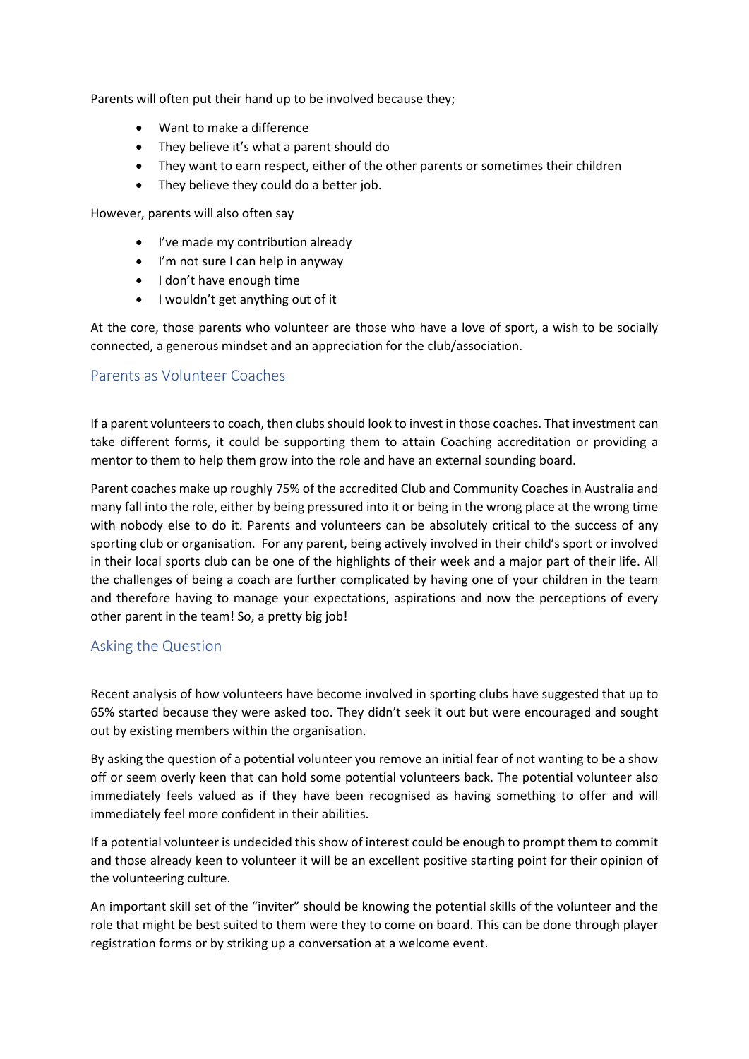Parents will often put their hand up to be involved because they;

- Want to make a difference
- They believe it's what a parent should do
- They want to earn respect, either of the other parents or sometimes their children
- They believe they could do a better job.

However, parents will also often say

- I've made my contribution already
- I'm not sure I can help in anyway
- I don't have enough time
- I wouldn't get anything out of it

At the core, those parents who volunteer are those who have a love of sport, a wish to be socially connected, a generous mindset and an appreciation for the club/association.

## Parents as Volunteer Coaches

If a parent volunteers to coach, then clubs should look to invest in those coaches. That investment can take different forms, it could be supporting them to attain Coaching accreditation or providing a mentor to them to help them grow into the role and have an external sounding board.

Parent coaches make up roughly 75% of the accredited Club and Community Coaches in Australia and many fall into the role, either by being pressured into it or being in the wrong place at the wrong time with nobody else to do it. Parents and volunteers can be absolutely critical to the success of any sporting club or organisation. For any parent, being actively involved in their child's sport or involved in their local sports club can be one of the highlights of their week and a major part of their life. All the challenges of being a coach are further complicated by having one of your children in the team and therefore having to manage your expectations, aspirations and now the perceptions of every other parent in the team! So, a pretty big job!

## Asking the Question

Recent analysis of how volunteers have become involved in sporting clubs have suggested that up to 65% started because they were asked too. They didn't seek it out but were encouraged and sought out by existing members within the organisation.

By asking the question of a potential volunteer you remove an initial fear of not wanting to be a show off or seem overly keen that can hold some potential volunteers back. The potential volunteer also immediately feels valued as if they have been recognised as having something to offer and will immediately feel more confident in their abilities.

If a potential volunteer is undecided this show of interest could be enough to prompt them to commit and those already keen to volunteer it will be an excellent positive starting point for their opinion of the volunteering culture.

An important skill set of the "inviter" should be knowing the potential skills of the volunteer and the role that might be best suited to them were they to come on board. This can be done through player registration forms or by striking up a conversation at a welcome event.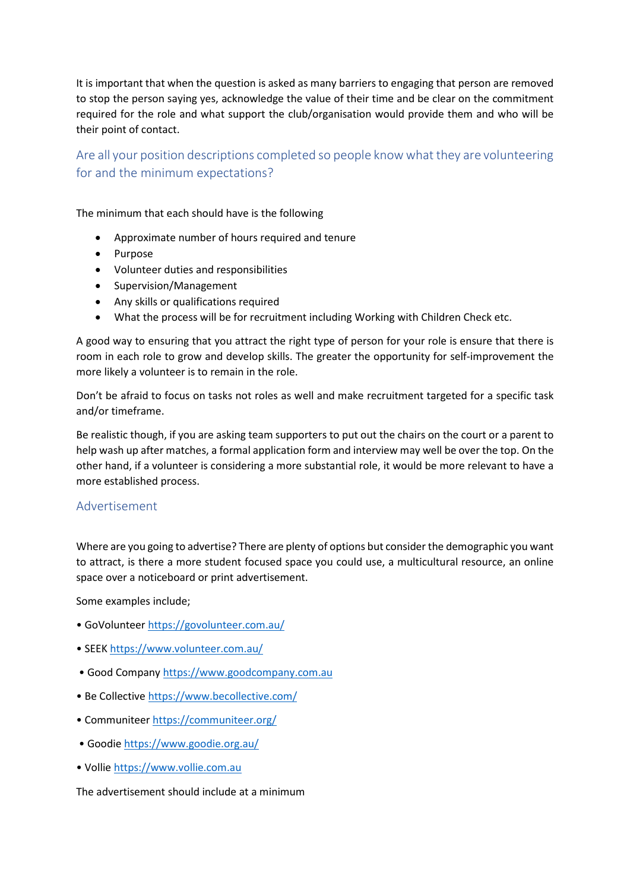It is important that when the question is asked as many barriers to engaging that person are removed to stop the person saying yes, acknowledge the value of their time and be clear on the commitment required for the role and what support the club/organisation would provide them and who will be their point of contact.

## Are all your position descriptions completed so people know what they are volunteering for and the minimum expectations?

The minimum that each should have is the following

- Approximate number of hours required and tenure
- Purpose
- Volunteer duties and responsibilities
- Supervision/Management
- Any skills or qualifications required
- What the process will be for recruitment including Working with Children Check etc.

A good way to ensuring that you attract the right type of person for your role is ensure that there is room in each role to grow and develop skills. The greater the opportunity for self-improvement the more likely a volunteer is to remain in the role.

Don't be afraid to focus on tasks not roles as well and make recruitment targeted for a specific task and/or timeframe.

Be realistic though, if you are asking team supporters to put out the chairs on the court or a parent to help wash up after matches, a formal application form and interview may well be over the top. On the other hand, if a volunteer is considering a more substantial role, it would be more relevant to have a more established process.

## Advertisement

Where are you going to advertise? There are plenty of options but consider the demographic you want to attract, is there a more student focused space you could use, a multicultural resource, an online space over a noticeboard or print advertisement.

Some examples include;

- GoVolunteer https://govolunteer.com.au/
- SEEK https://www.volunteer.com.au/
- Good Company https://www.goodcompany.com.au
- Be Collective https://www.becollective.com/
- Communiteer https://communiteer.org/
- Goodie https://www.goodie.org.au/
- Vollie https://www.vollie.com.au

The advertisement should include at a minimum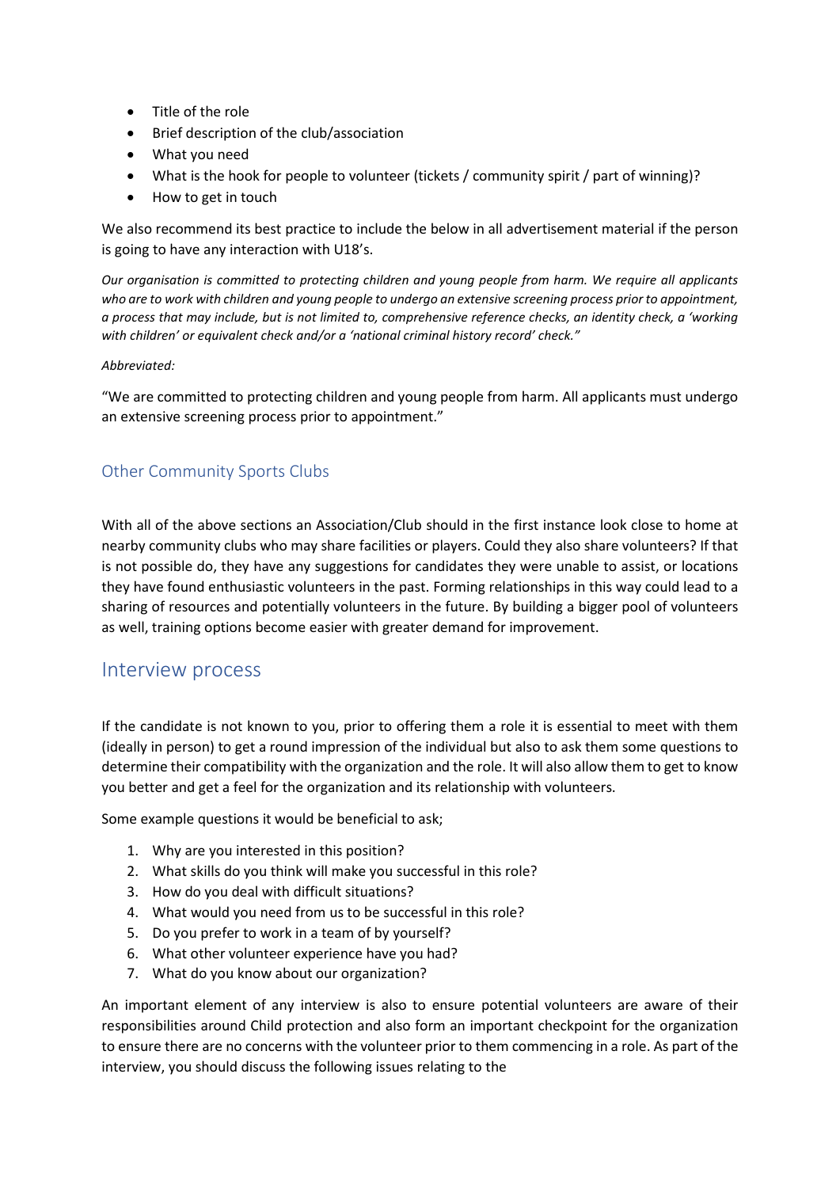- Title of the role
- Brief description of the club/association
- What you need
- What is the hook for people to volunteer (tickets / community spirit / part of winning)?
- How to get in touch

We also recommend its best practice to include the below in all advertisement material if the person is going to have any interaction with U18's.

*Our organisation is committed to protecting children and young people from harm. We require all applicants who are to work with children and young people to undergo an extensive screening process prior to appointment, a process that may include, but is not limited to, comprehensive reference checks, an identity check, a 'working with children' or equivalent check and/or a 'national criminal history record' check."*

*Abbreviated:*

"We are committed to protecting children and young people from harm. All applicants must undergo an extensive screening process prior to appointment."

### Other Community Sports Clubs

With all of the above sections an Association/Club should in the first instance look close to home at nearby community clubs who may share facilities or players. Could they also share volunteers? If that is not possible do, they have any suggestions for candidates they were unable to assist, or locations they have found enthusiastic volunteers in the past. Forming relationships in this way could lead to a sharing of resources and potentially volunteers in the future. By building a bigger pool of volunteers as well, training options become easier with greater demand for improvement.

## Interview process

If the candidate is not known to you, prior to offering them a role it is essential to meet with them (ideally in person) to get a round impression of the individual but also to ask them some questions to determine their compatibility with the organization and the role. It will also allow them to get to know you better and get a feel for the organization and its relationship with volunteers.

Some example questions it would be beneficial to ask;

1. Why are you interested in this position?
2. What skills do you think will make you successful in this role?
3. How do you deal with difficult situations?
4. What would you need from us to be successful in this role?
5. Do you prefer to work in a team of by yourself?
6. What other volunteer experience have you had?
7. What do you know about our organization?

An important element of any interview is also to ensure potential volunteers are aware of their responsibilities around Child protection and also form an important checkpoint for the organization to ensure there are no concerns with the volunteer prior to them commencing in a role. As part of the interview, you should discuss the following issues relating to the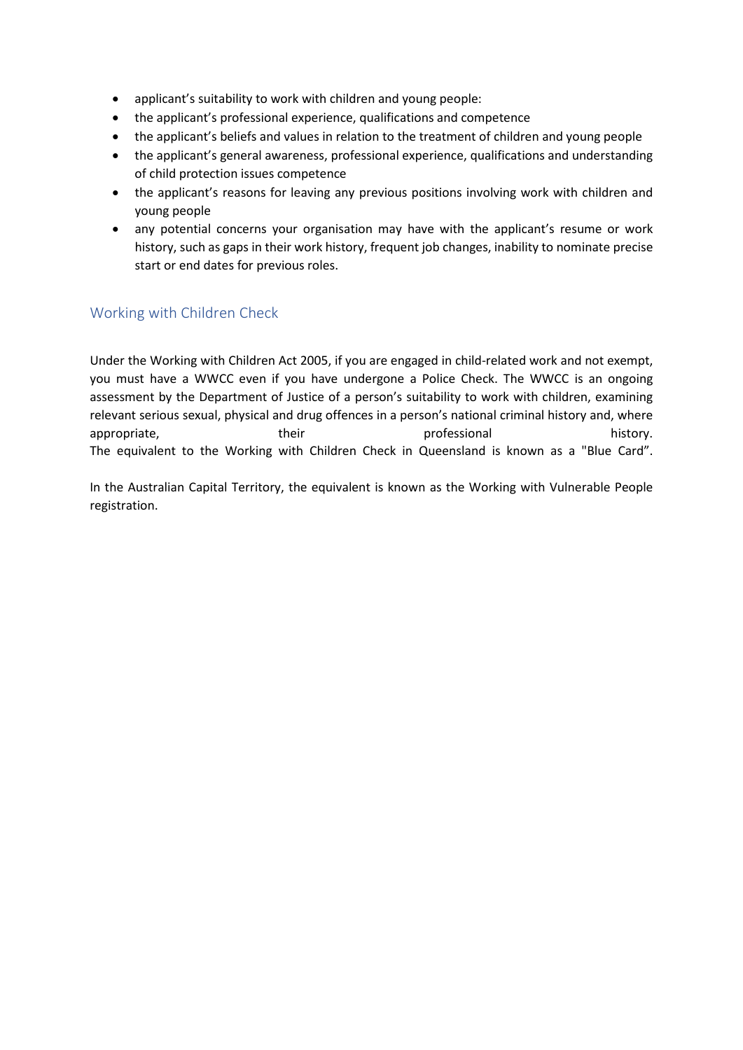- applicant's suitability to work with children and young people:
- the applicant's professional experience, qualifications and competence
- the applicant's beliefs and values in relation to the treatment of children and young people
- the applicant's general awareness, professional experience, qualifications and understanding of child protection issues competence
- the applicant's reasons for leaving any previous positions involving work with children and young people
- any potential concerns your organisation may have with the applicant's resume or work history, such as gaps in their work history, frequent job changes, inability to nominate precise start or end dates for previous roles.

## Working with Children Check

Under the Working with Children Act 2005, if you are engaged in child-related work and not exempt, you must have a WWCC even if you have undergone a Police Check. The WWCC is an ongoing assessment by the Department of Justice of a person's suitability to work with children, examining relevant serious sexual, physical and drug offences in a person's national criminal history and, where appropriate, their professional history.
The equivalent to the Working with Children Check in Queensland is known as a "Blue Card".

In the Australian Capital Territory, the equivalent is known as the Working with Vulnerable People registration.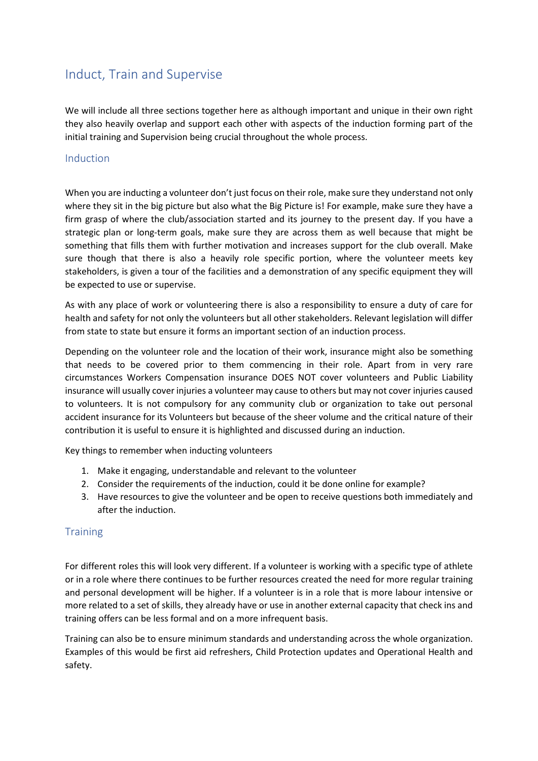# Induct, Train and Supervise

We will include all three sections together here as although important and unique in their own right they also heavily overlap and support each other with aspects of the induction forming part of the initial training and Supervision being crucial throughout the whole process.

## Induction

When you are inducting a volunteer don't just focus on their role, make sure they understand not only where they sit in the big picture but also what the Big Picture is! For example, make sure they have a firm grasp of where the club/association started and its journey to the present day. If you have a strategic plan or long-term goals, make sure they are across them as well because that might be something that fills them with further motivation and increases support for the club overall. Make sure though that there is also a heavily role specific portion, where the volunteer meets key stakeholders, is given a tour of the facilities and a demonstration of any specific equipment they will be expected to use or supervise.

As with any place of work or volunteering there is also a responsibility to ensure a duty of care for health and safety for not only the volunteers but all other stakeholders. Relevant legislation will differ from state to state but ensure it forms an important section of an induction process.

Depending on the volunteer role and the location of their work, insurance might also be something that needs to be covered prior to them commencing in their role. Apart from in very rare circumstances Workers Compensation insurance DOES NOT cover volunteers and Public Liability insurance will usually cover injuries a volunteer may cause to others but may not cover injuries caused to volunteers. It is not compulsory for any community club or organization to take out personal accident insurance for its Volunteers but because of the sheer volume and the critical nature of their contribution it is useful to ensure it is highlighted and discussed during an induction.

Key things to remember when inducting volunteers

1. Make it engaging, understandable and relevant to the volunteer
2. Consider the requirements of the induction, could it be done online for example?
3. Have resources to give the volunteer and be open to receive questions both immediately and after the induction.

## Training

For different roles this will look very different. If a volunteer is working with a specific type of athlete or in a role where there continues to be further resources created the need for more regular training and personal development will be higher. If a volunteer is in a role that is more labour intensive or more related to a set of skills, they already have or use in another external capacity that check ins and training offers can be less formal and on a more infrequent basis.

Training can also be to ensure minimum standards and understanding across the whole organization. Examples of this would be first aid refreshers, Child Protection updates and Operational Health and safety.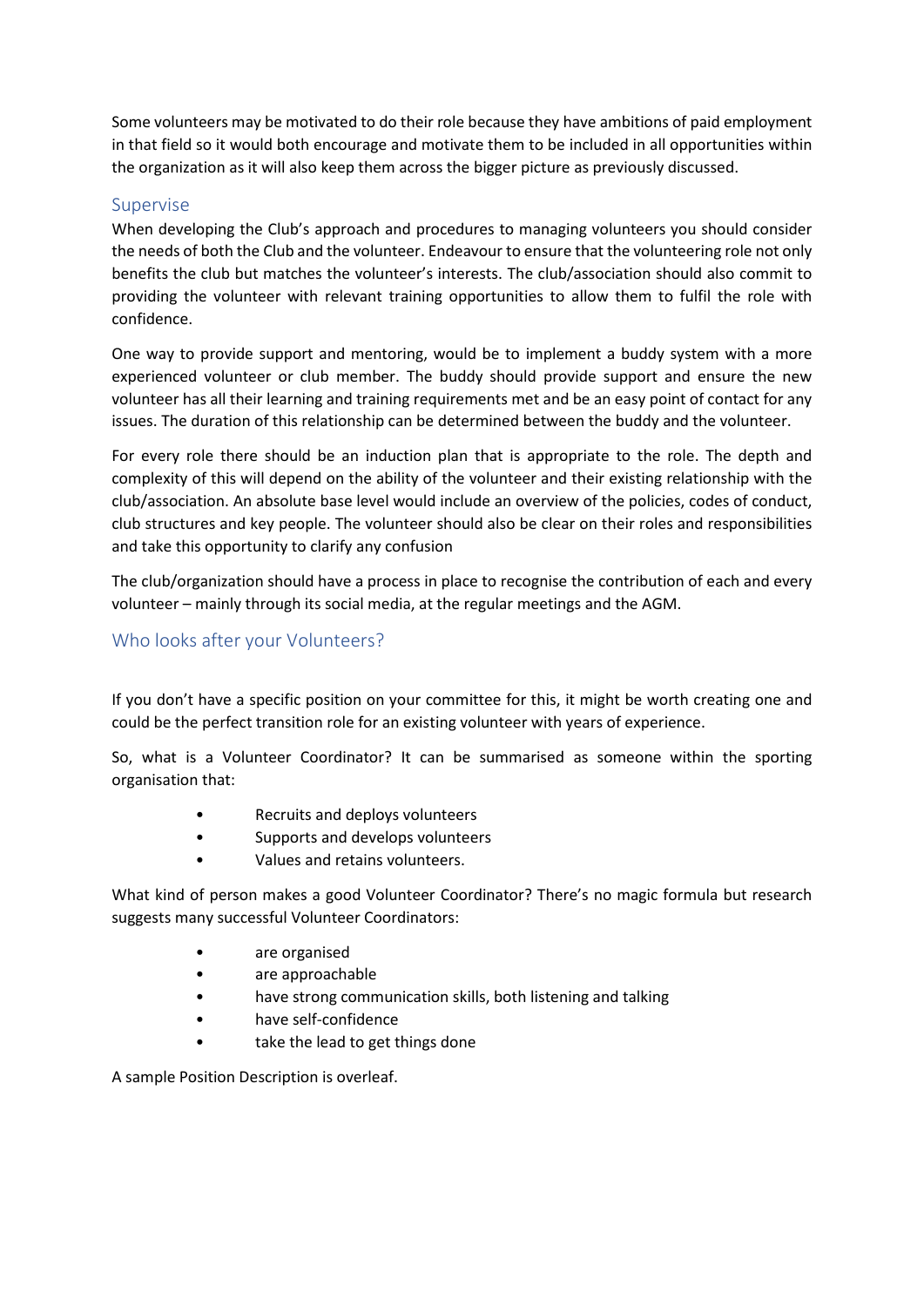Some volunteers may be motivated to do their role because they have ambitions of paid employment in that field so it would both encourage and motivate them to be included in all opportunities within the organization as it will also keep them across the bigger picture as previously discussed.

## Supervise

When developing the Club's approach and procedures to managing volunteers you should consider the needs of both the Club and the volunteer. Endeavour to ensure that the volunteering role not only benefits the club but matches the volunteer's interests. The club/association should also commit to providing the volunteer with relevant training opportunities to allow them to fulfil the role with confidence.

One way to provide support and mentoring, would be to implement a buddy system with a more experienced volunteer or club member. The buddy should provide support and ensure the new volunteer has all their learning and training requirements met and be an easy point of contact for any issues. The duration of this relationship can be determined between the buddy and the volunteer.

For every role there should be an induction plan that is appropriate to the role. The depth and complexity of this will depend on the ability of the volunteer and their existing relationship with the club/association. An absolute base level would include an overview of the policies, codes of conduct, club structures and key people. The volunteer should also be clear on their roles and responsibilities and take this opportunity to clarify any confusion

The club/organization should have a process in place to recognise the contribution of each and every volunteer – mainly through its social media, at the regular meetings and the AGM.

## Who looks after your Volunteers?

If you don't have a specific position on your committee for this, it might be worth creating one and could be the perfect transition role for an existing volunteer with years of experience.

So, what is a Volunteer Coordinator? It can be summarised as someone within the sporting organisation that:

- Recruits and deploys volunteers
- Supports and develops volunteers
- Values and retains volunteers.

What kind of person makes a good Volunteer Coordinator? There's no magic formula but research suggests many successful Volunteer Coordinators:

- are organised
- are approachable
- have strong communication skills, both listening and talking
- have self-confidence
- take the lead to get things done

A sample Position Description is overleaf.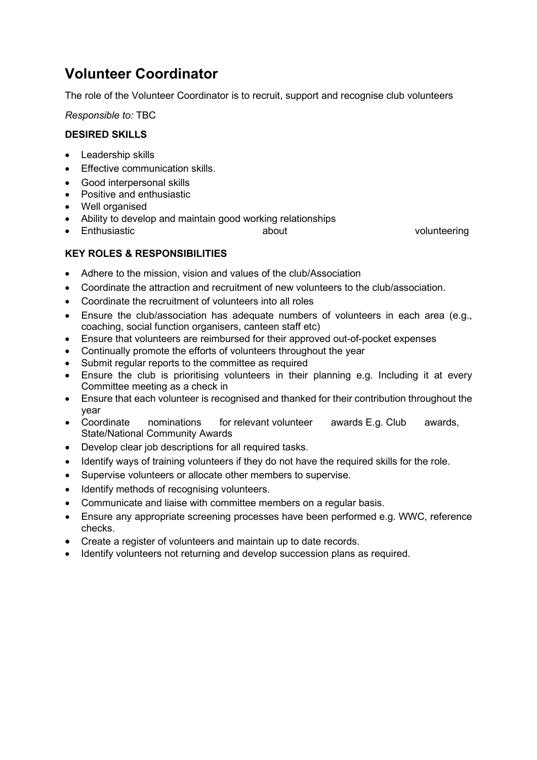# Volunteer Coordinator

The role of the Volunteer Coordinator is to recruit, support and recognise club volunteers

*Responsible to:* TBC

**DESIRED SKILLS**

- Leadership skills
- Effective communication skills.
- Good interpersonal skills
- Positive and enthusiastic
- Well organised
- Ability to develop and maintain good working relationships
- Enthusiastic about volunteering

**KEY ROLES & RESPONSIBILITIES**

- Adhere to the mission, vision and values of the club/Association
- Coordinate the attraction and recruitment of new volunteers to the club/association.
- Coordinate the recruitment of volunteers into all roles
- Ensure the club/association has adequate numbers of volunteers in each area (e.g., coaching, social function organisers, canteen staff etc)
- Ensure that volunteers are reimbursed for their approved out-of-pocket expenses
- Continually promote the efforts of volunteers throughout the year
- Submit regular reports to the committee as required
- Ensure the club is prioritising volunteers in their planning e.g. Including it at every Committee meeting as a check in
- Ensure that each volunteer is recognised and thanked for their contribution throughout the year
- Coordinate nominations for relevant volunteer awards E.g. Club awards, State/National Community Awards
- Develop clear job descriptions for all required tasks.
- Identify ways of training volunteers if they do not have the required skills for the role.
- Supervise volunteers or allocate other members to supervise.
- Identify methods of recognising volunteers.
- Communicate and liaise with committee members on a regular basis.
- Ensure any appropriate screening processes have been performed e.g. WWC, reference checks.
- Create a register of volunteers and maintain up to date records.
- Identify volunteers not returning and develop succession plans as required.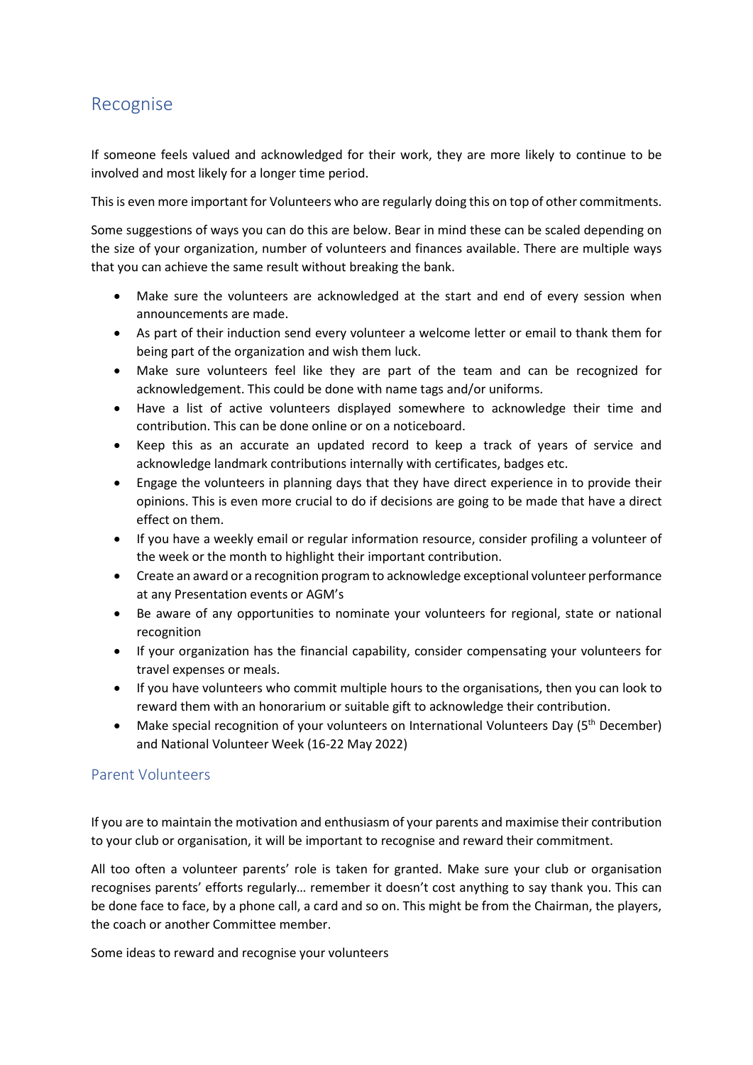## Recognise

If someone feels valued and acknowledged for their work, they are more likely to continue to be involved and most likely for a longer time period.

This is even more important for Volunteers who are regularly doing this on top of other commitments.

Some suggestions of ways you can do this are below. Bear in mind these can be scaled depending on the size of your organization, number of volunteers and finances available. There are multiple ways that you can achieve the same result without breaking the bank.

- Make sure the volunteers are acknowledged at the start and end of every session when announcements are made.
- As part of their induction send every volunteer a welcome letter or email to thank them for being part of the organization and wish them luck.
- Make sure volunteers feel like they are part of the team and can be recognized for acknowledgement. This could be done with name tags and/or uniforms.
- Have a list of active volunteers displayed somewhere to acknowledge their time and contribution. This can be done online or on a noticeboard.
- Keep this as an accurate an updated record to keep a track of years of service and acknowledge landmark contributions internally with certificates, badges etc.
- Engage the volunteers in planning days that they have direct experience in to provide their opinions. This is even more crucial to do if decisions are going to be made that have a direct effect on them.
- If you have a weekly email or regular information resource, consider profiling a volunteer of the week or the month to highlight their important contribution.
- Create an award or a recognition program to acknowledge exceptional volunteer performance at any Presentation events or AGM's
- Be aware of any opportunities to nominate your volunteers for regional, state or national recognition
- If your organization has the financial capability, consider compensating your volunteers for travel expenses or meals.
- If you have volunteers who commit multiple hours to the organisations, then you can look to reward them with an honorarium or suitable gift to acknowledge their contribution.
- Make special recognition of your volunteers on International Volunteers Day (5th December) and National Volunteer Week (16-22 May 2022)

### Parent Volunteers

If you are to maintain the motivation and enthusiasm of your parents and maximise their contribution to your club or organisation, it will be important to recognise and reward their commitment.

All too often a volunteer parents' role is taken for granted. Make sure your club or organisation recognises parents' efforts regularly… remember it doesn't cost anything to say thank you. This can be done face to face, by a phone call, a card and so on. This might be from the Chairman, the players, the coach or another Committee member.

Some ideas to reward and recognise your volunteers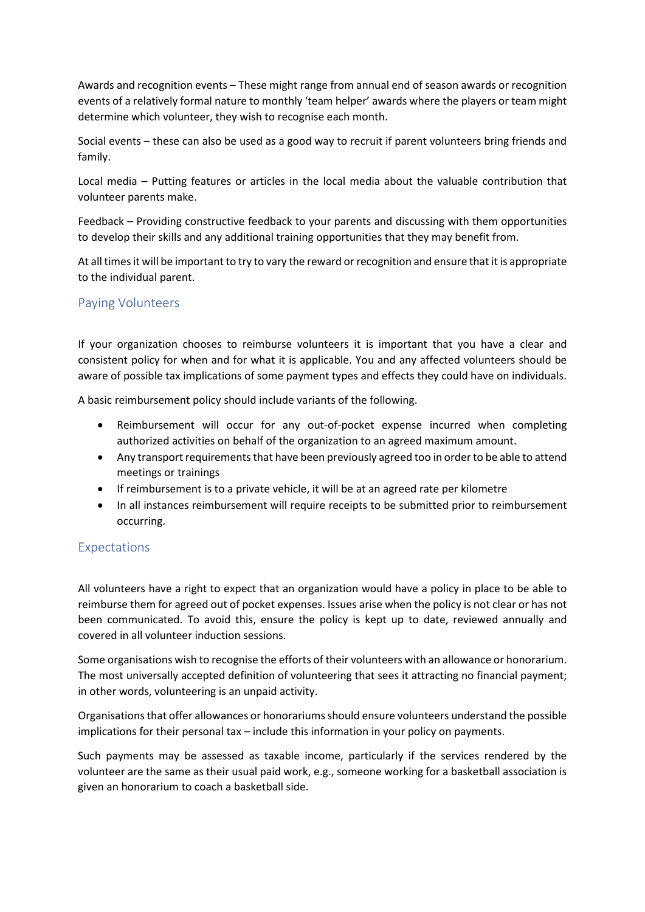Awards and recognition events – These might range from annual end of season awards or recognition events of a relatively formal nature to monthly 'team helper' awards where the players or team might determine which volunteer, they wish to recognise each month.

Social events – these can also be used as a good way to recruit if parent volunteers bring friends and family.

Local media – Putting features or articles in the local media about the valuable contribution that volunteer parents make.

Feedback – Providing constructive feedback to your parents and discussing with them opportunities to develop their skills and any additional training opportunities that they may benefit from.

At all times it will be important to try to vary the reward or recognition and ensure that it is appropriate to the individual parent.

## Paying Volunteers

If your organization chooses to reimburse volunteers it is important that you have a clear and consistent policy for when and for what it is applicable. You and any affected volunteers should be aware of possible tax implications of some payment types and effects they could have on individuals.

A basic reimbursement policy should include variants of the following.

- Reimbursement will occur for any out-of-pocket expense incurred when completing authorized activities on behalf of the organization to an agreed maximum amount.
- Any transport requirements that have been previously agreed too in order to be able to attend meetings or trainings
- If reimbursement is to a private vehicle, it will be at an agreed rate per kilometre
- In all instances reimbursement will require receipts to be submitted prior to reimbursement occurring.

## Expectations

All volunteers have a right to expect that an organization would have a policy in place to be able to reimburse them for agreed out of pocket expenses. Issues arise when the policy is not clear or has not been communicated. To avoid this, ensure the policy is kept up to date, reviewed annually and covered in all volunteer induction sessions.

Some organisations wish to recognise the efforts of their volunteers with an allowance or honorarium. The most universally accepted definition of volunteering that sees it attracting no financial payment; in other words, volunteering is an unpaid activity.

Organisations that offer allowances or honorariums should ensure volunteers understand the possible implications for their personal tax – include this information in your policy on payments.

Such payments may be assessed as taxable income, particularly if the services rendered by the volunteer are the same as their usual paid work, e.g., someone working for a basketball association is given an honorarium to coach a basketball side.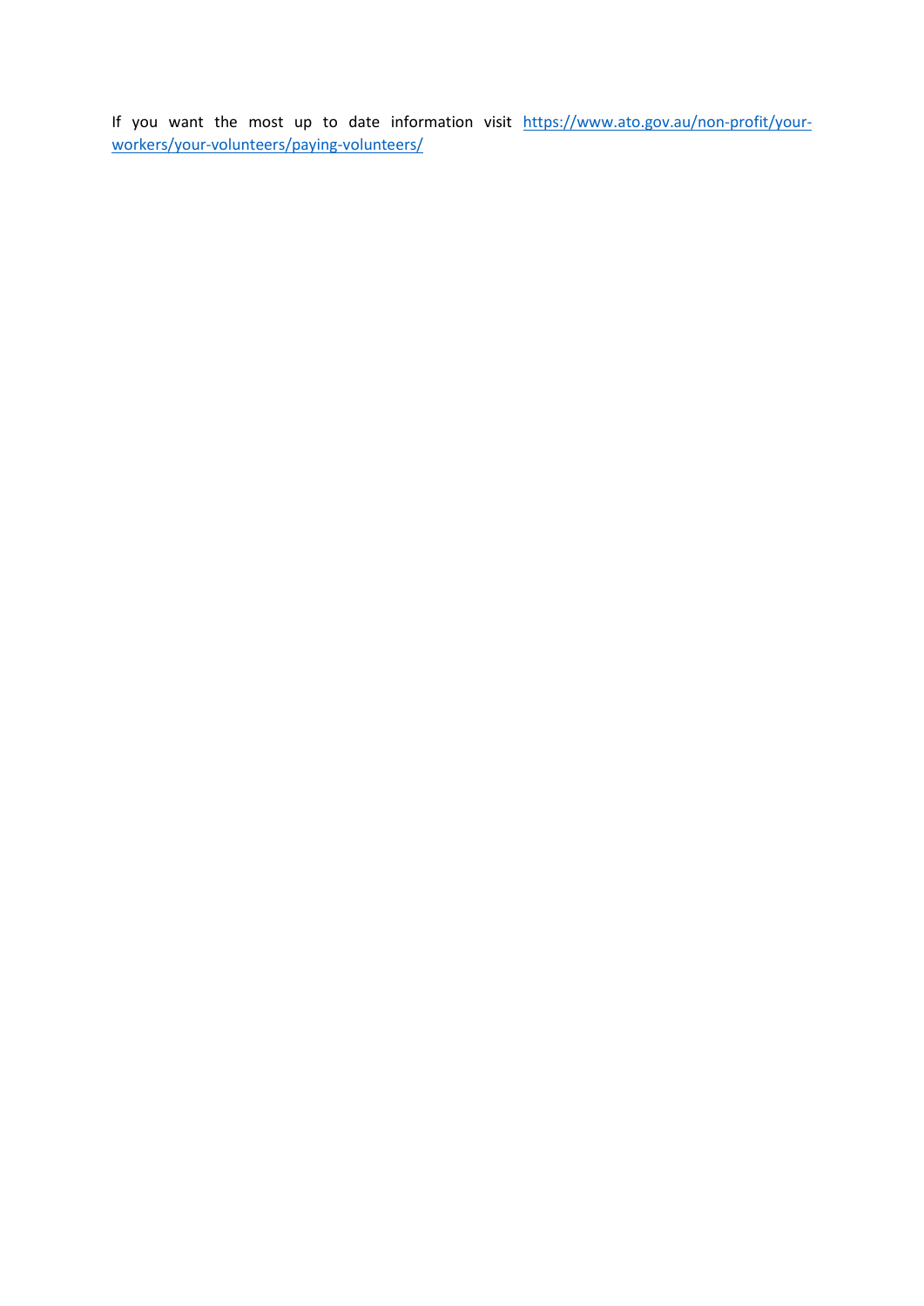If you want the most up to date information visit [https://www.ato.gov.au/non-profit/your-workers/your-volunteers/paying-volunteers/](https://www.ato.gov.au/non-profit/your-workers/your-volunteers/paying-volunteers/)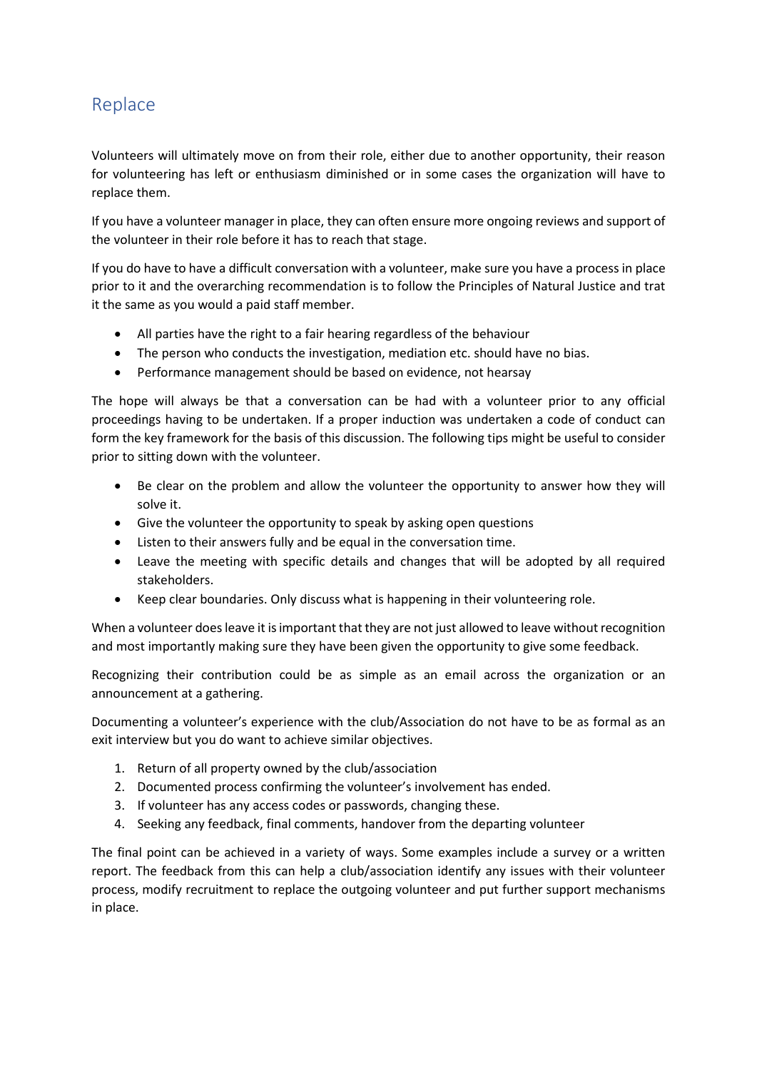## Replace

Volunteers will ultimately move on from their role, either due to another opportunity, their reason for volunteering has left or enthusiasm diminished or in some cases the organization will have to replace them.

If you have a volunteer manager in place, they can often ensure more ongoing reviews and support of the volunteer in their role before it has to reach that stage.

If you do have to have a difficult conversation with a volunteer, make sure you have a process in place prior to it and the overarching recommendation is to follow the Principles of Natural Justice and trat it the same as you would a paid staff member.

- All parties have the right to a fair hearing regardless of the behaviour
- The person who conducts the investigation, mediation etc. should have no bias.
- Performance management should be based on evidence, not hearsay

The hope will always be that a conversation can be had with a volunteer prior to any official proceedings having to be undertaken. If a proper induction was undertaken a code of conduct can form the key framework for the basis of this discussion. The following tips might be useful to consider prior to sitting down with the volunteer.

- Be clear on the problem and allow the volunteer the opportunity to answer how they will solve it.
- Give the volunteer the opportunity to speak by asking open questions
- Listen to their answers fully and be equal in the conversation time.
- Leave the meeting with specific details and changes that will be adopted by all required stakeholders.
- Keep clear boundaries. Only discuss what is happening in their volunteering role.

When a volunteer does leave it is important that they are not just allowed to leave without recognition and most importantly making sure they have been given the opportunity to give some feedback.

Recognizing their contribution could be as simple as an email across the organization or an announcement at a gathering.

Documenting a volunteer's experience with the club/Association do not have to be as formal as an exit interview but you do want to achieve similar objectives.

1. Return of all property owned by the club/association
2. Documented process confirming the volunteer's involvement has ended.
3. If volunteer has any access codes or passwords, changing these.
4. Seeking any feedback, final comments, handover from the departing volunteer

The final point can be achieved in a variety of ways. Some examples include a survey or a written report. The feedback from this can help a club/association identify any issues with their volunteer process, modify recruitment to replace the outgoing volunteer and put further support mechanisms in place.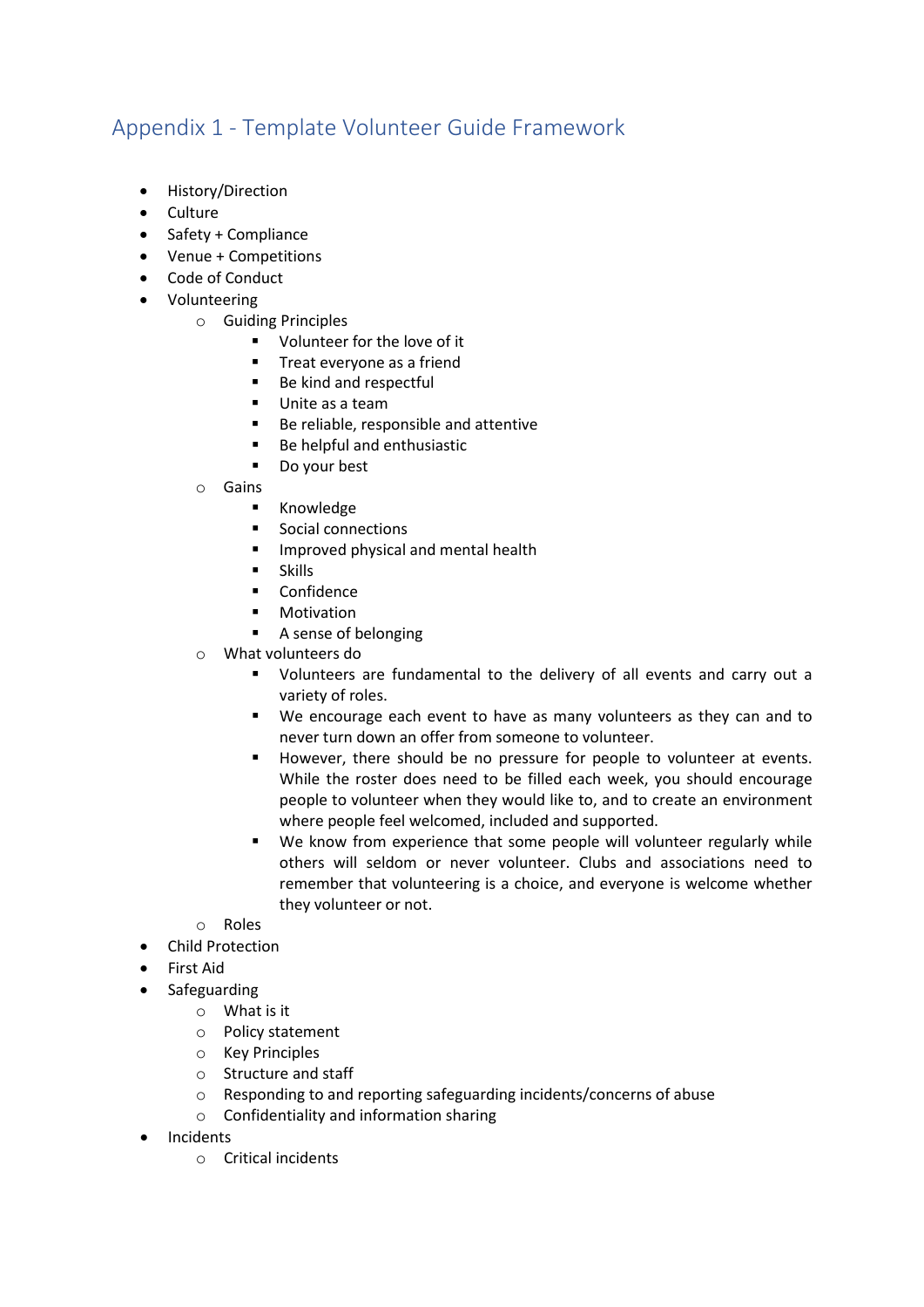# Appendix 1 - Template Volunteer Guide Framework

- History/Direction
- Culture
- Safety + Compliance
- Venue + Competitions
- Code of Conduct
- Volunteering
  - Guiding Principles
    - Volunteer for the love of it
    - Treat everyone as a friend
    - Be kind and respectful
    - Unite as a team
    - Be reliable, responsible and attentive
    - Be helpful and enthusiastic
    - Do your best
  - Gains
    - Knowledge
    - Social connections
    - Improved physical and mental health
    - Skills
    - Confidence
    - Motivation
    - A sense of belonging
  - What volunteers do
    - Volunteers are fundamental to the delivery of all events and carry out a variety of roles.
    - We encourage each event to have as many volunteers as they can and to never turn down an offer from someone to volunteer.
    - However, there should be no pressure for people to volunteer at events. While the roster does need to be filled each week, you should encourage people to volunteer when they would like to, and to create an environment where people feel welcomed, included and supported.
    - We know from experience that some people will volunteer regularly while others will seldom or never volunteer. Clubs and associations need to remember that volunteering is a choice, and everyone is welcome whether they volunteer or not.
  - Roles
- Child Protection
- First Aid
- Safeguarding
  - What is it
  - Policy statement
  - Key Principles
  - Structure and staff
  - Responding to and reporting safeguarding incidents/concerns of abuse
  - Confidentiality and information sharing
- Incidents
  - Critical incidents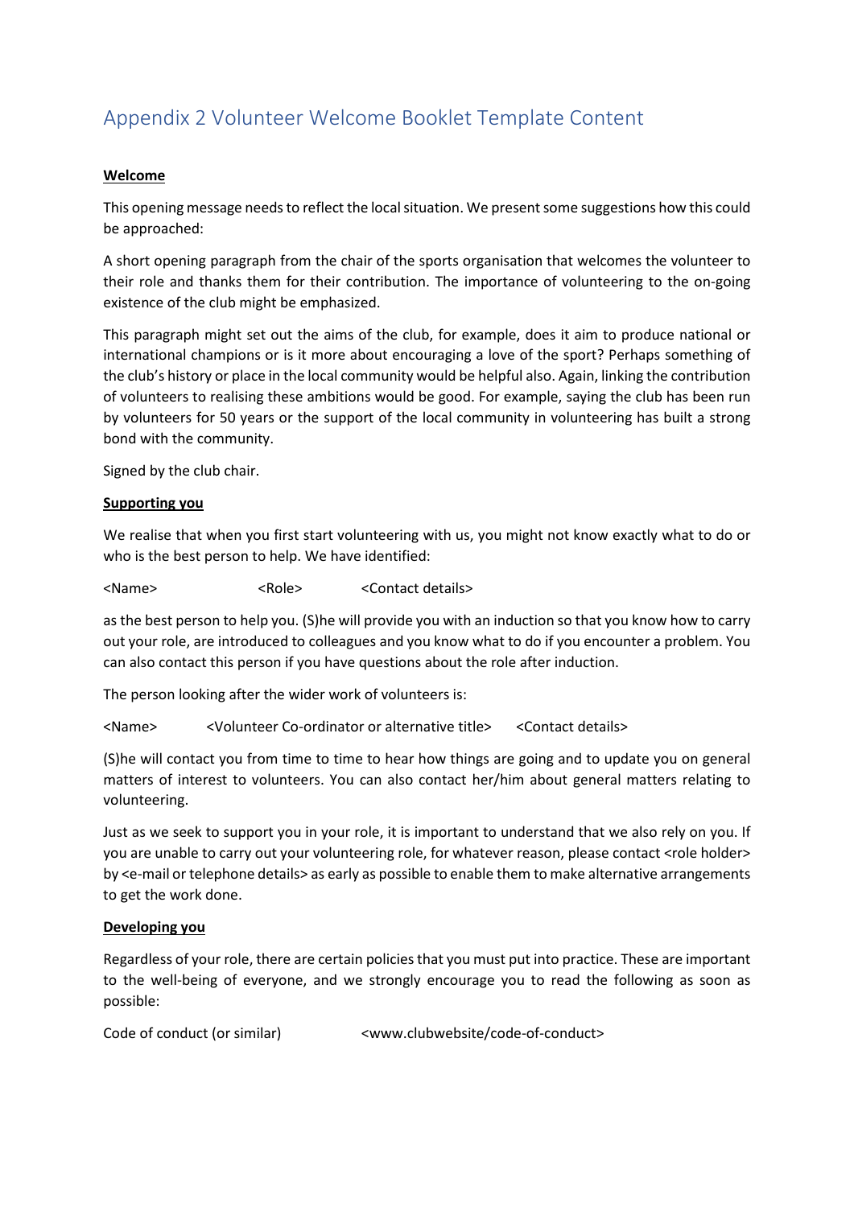# Appendix 2 Volunteer Welcome Booklet Template Content

**Welcome**

This opening message needs to reflect the local situation. We present some suggestions how this could be approached:

A short opening paragraph from the chair of the sports organisation that welcomes the volunteer to their role and thanks them for their contribution. The importance of volunteering to the on-going existence of the club might be emphasized.

This paragraph might set out the aims of the club, for example, does it aim to produce national or international champions or is it more about encouraging a love of the sport? Perhaps something of the club's history or place in the local community would be helpful also. Again, linking the contribution of volunteers to realising these ambitions would be good. For example, saying the club has been run by volunteers for 50 years or the support of the local community in volunteering has built a strong bond with the community.

Signed by the club chair.

**Supporting you**

We realise that when you first start volunteering with us, you might not know exactly what to do or who is the best person to help. We have identified:

<Name> <Role> <Contact details>

as the best person to help you. (S)he will provide you with an induction so that you know how to carry out your role, are introduced to colleagues and you know what to do if you encounter a problem. You can also contact this person if you have questions about the role after induction.

The person looking after the wider work of volunteers is:

<Name> <Volunteer Co-ordinator or alternative title> <Contact details>

(S)he will contact you from time to time to hear how things are going and to update you on general matters of interest to volunteers. You can also contact her/him about general matters relating to volunteering.

Just as we seek to support you in your role, it is important to understand that we also rely on you. If you are unable to carry out your volunteering role, for whatever reason, please contact <role holder> by <e-mail or telephone details> as early as possible to enable them to make alternative arrangements to get the work done.

**Developing you**

Regardless of your role, there are certain policies that you must put into practice. These are important to the well-being of everyone, and we strongly encourage you to read the following as soon as possible:

Code of conduct (or similar) <www.clubwebsite/code-of-conduct>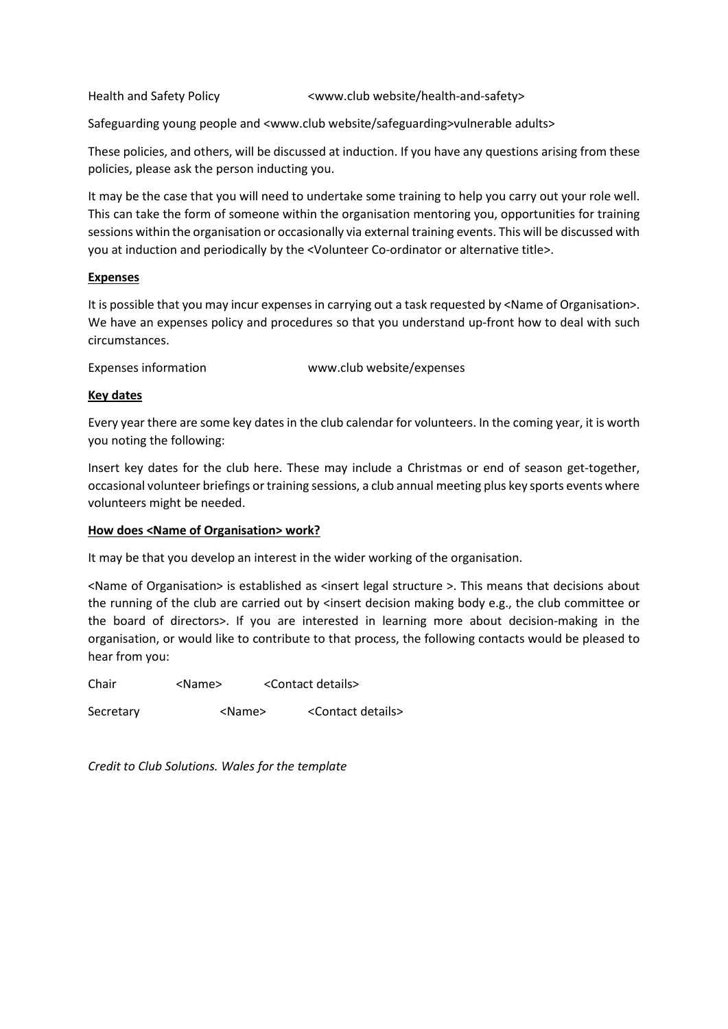Health and Safety Policy <www.club website/health-and-safety>

Safeguarding young people and <www.club website/safeguarding>vulnerable adults>

These policies, and others, will be discussed at induction. If you have any questions arising from these policies, please ask the person inducting you.

It may be the case that you will need to undertake some training to help you carry out your role well. This can take the form of someone within the organisation mentoring you, opportunities for training sessions within the organisation or occasionally via external training events. This will be discussed with you at induction and periodically by the <Volunteer Co-ordinator or alternative title>.

**Expenses**

It is possible that you may incur expenses in carrying out a task requested by <Name of Organisation>. We have an expenses policy and procedures so that you understand up-front how to deal with such circumstances.

Expenses information www.club website/expenses

**Key dates**

Every year there are some key dates in the club calendar for volunteers. In the coming year, it is worth you noting the following:

Insert key dates for the club here. These may include a Christmas or end of season get-together, occasional volunteer briefings or training sessions, a club annual meeting plus key sports events where volunteers might be needed.

**How does <Name of Organisation> work?**

It may be that you develop an interest in the wider working of the organisation.

<Name of Organisation> is established as <insert legal structure >. This means that decisions about the running of the club are carried out by <insert decision making body e.g., the club committee or the board of directors>. If you are interested in learning more about decision-making in the organisation, or would like to contribute to that process, the following contacts would be pleased to hear from you:

Chair <Name> <Contact details>

Secretary <Name> <Contact details>

*Credit to Club Solutions. Wales for the template*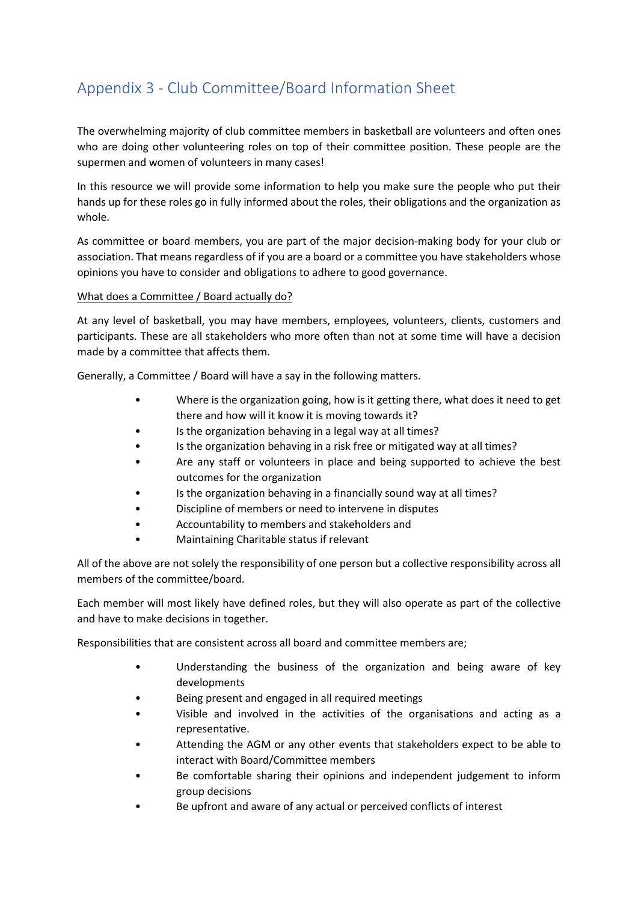## Appendix 3 - Club Committee/Board Information Sheet

The overwhelming majority of club committee members in basketball are volunteers and often ones who are doing other volunteering roles on top of their committee position. These people are the supermen and women of volunteers in many cases!

In this resource we will provide some information to help you make sure the people who put their hands up for these roles go in fully informed about the roles, their obligations and the organization as whole.

As committee or board members, you are part of the major decision-making body for your club or association. That means regardless of if you are a board or a committee you have stakeholders whose opinions you have to consider and obligations to adhere to good governance.

What does a Committee / Board actually do?

At any level of basketball, you may have members, employees, volunteers, clients, customers and participants. These are all stakeholders who more often than not at some time will have a decision made by a committee that affects them.

Generally, a Committee / Board will have a say in the following matters.

- Where is the organization going, how is it getting there, what does it need to get there and how will it know it is moving towards it?
- Is the organization behaving in a legal way at all times?
- Is the organization behaving in a risk free or mitigated way at all times?
- Are any staff or volunteers in place and being supported to achieve the best outcomes for the organization
- Is the organization behaving in a financially sound way at all times?
- Discipline of members or need to intervene in disputes
- Accountability to members and stakeholders and
- Maintaining Charitable status if relevant

All of the above are not solely the responsibility of one person but a collective responsibility across all members of the committee/board.

Each member will most likely have defined roles, but they will also operate as part of the collective and have to make decisions in together.

Responsibilities that are consistent across all board and committee members are;

- Understanding the business of the organization and being aware of key developments
- Being present and engaged in all required meetings
- Visible and involved in the activities of the organisations and acting as a representative.
- Attending the AGM or any other events that stakeholders expect to be able to interact with Board/Committee members
- Be comfortable sharing their opinions and independent judgement to inform group decisions
- Be upfront and aware of any actual or perceived conflicts of interest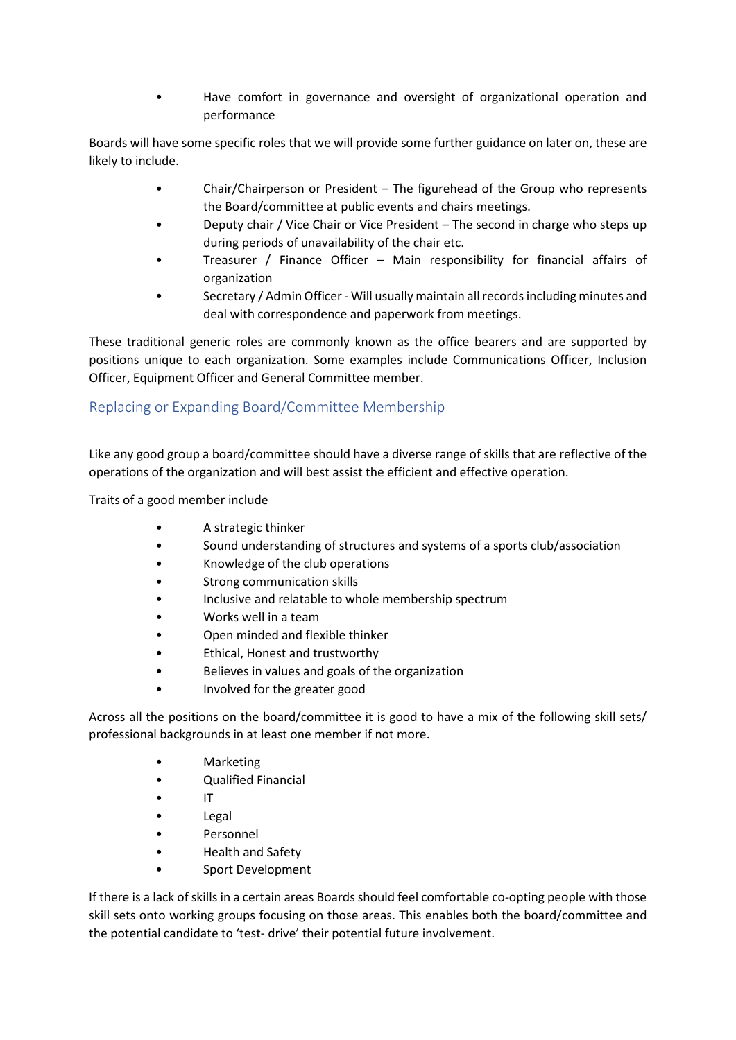- Have comfort in governance and oversight of organizational operation and performance

Boards will have some specific roles that we will provide some further guidance on later on, these are likely to include.

- Chair/Chairperson or President – The figurehead of the Group who represents the Board/committee at public events and chairs meetings.
- Deputy chair / Vice Chair or Vice President – The second in charge who steps up during periods of unavailability of the chair etc.
- Treasurer / Finance Officer – Main responsibility for financial affairs of organization
- Secretary / Admin Officer - Will usually maintain all records including minutes and deal with correspondence and paperwork from meetings.

These traditional generic roles are commonly known as the office bearers and are supported by positions unique to each organization. Some examples include Communications Officer, Inclusion Officer, Equipment Officer and General Committee member.

## Replacing or Expanding Board/Committee Membership

Like any good group a board/committee should have a diverse range of skills that are reflective of the operations of the organization and will best assist the efficient and effective operation.

Traits of a good member include

- A strategic thinker
- Sound understanding of structures and systems of a sports club/association
- Knowledge of the club operations
- Strong communication skills
- Inclusive and relatable to whole membership spectrum
- Works well in a team
- Open minded and flexible thinker
- Ethical, Honest and trustworthy
- Believes in values and goals of the organization
- Involved for the greater good

Across all the positions on the board/committee it is good to have a mix of the following skill sets/ professional backgrounds in at least one member if not more.

- Marketing
- Qualified Financial
- IT
- Legal
- Personnel
- Health and Safety
- Sport Development

If there is a lack of skills in a certain areas Boards should feel comfortable co-opting people with those skill sets onto working groups focusing on those areas. This enables both the board/committee and the potential candidate to 'test- drive' their potential future involvement.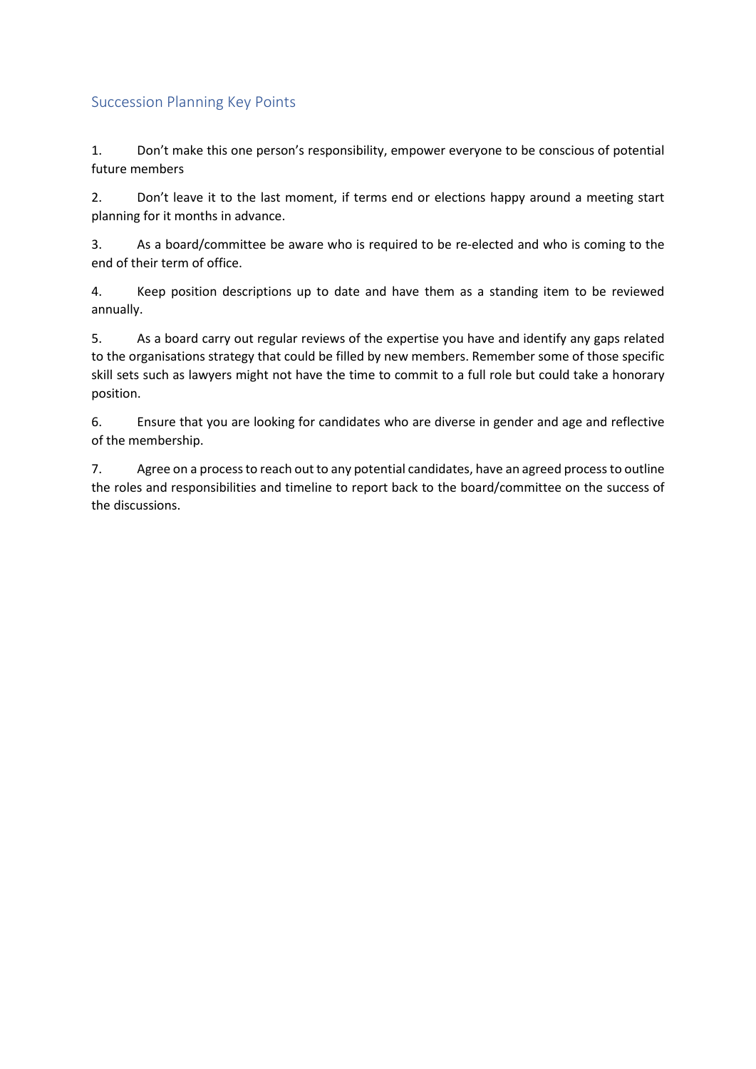## Succession Planning Key Points

1. Don't make this one person's responsibility, empower everyone to be conscious of potential future members

2. Don't leave it to the last moment, if terms end or elections happy around a meeting start planning for it months in advance.

3. As a board/committee be aware who is required to be re-elected and who is coming to the end of their term of office.

4. Keep position descriptions up to date and have them as a standing item to be reviewed annually.

5. As a board carry out regular reviews of the expertise you have and identify any gaps related to the organisations strategy that could be filled by new members. Remember some of those specific skill sets such as lawyers might not have the time to commit to a full role but could take a honorary position.

6. Ensure that you are looking for candidates who are diverse in gender and age and reflective of the membership.

7. Agree on a process to reach out to any potential candidates, have an agreed process to outline the roles and responsibilities and timeline to report back to the board/committee on the success of the discussions.